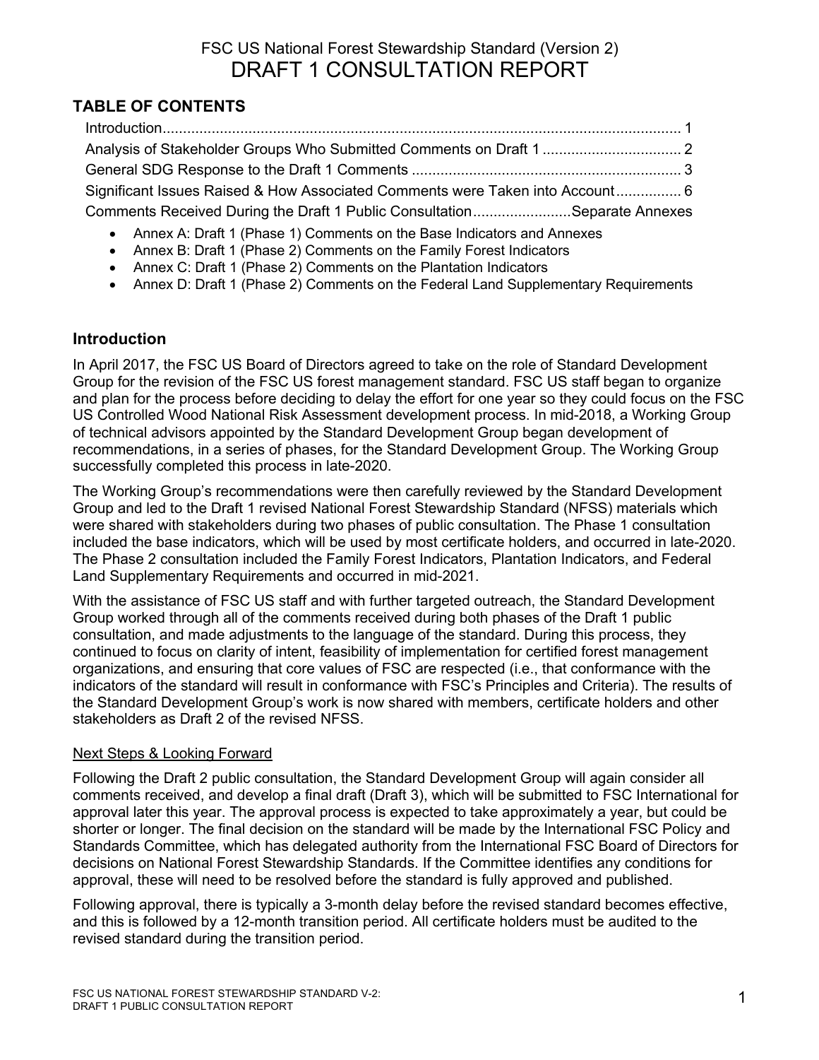# FSC US National Forest Stewardship Standard (Version 2)
# DRAFT 1 CONSULTATION REPORT

## TABLE OF CONTENTS

- Introduction ............................................................ 1
- Analysis of Stakeholder Groups Who Submitted Comments on Draft 1 ............ 2
- General SDG Response to the Draft 1 Comments ............................ 3
- Significant Issues Raised & How Associated Comments were Taken into Account ............ 6
- Comments Received During the Draft 1 Public Consultation ........................ Separate Annexes
  - Annex A: Draft 1 (Phase 1) Comments on the Base Indicators and Annexes
  - Annex B: Draft 1 (Phase 2) Comments on the Family Forest Indicators
  - Annex C: Draft 1 (Phase 2) Comments on the Plantation Indicators
  - Annex D: Draft 1 (Phase 2) Comments on the Federal Land Supplementary Requirements

## Introduction

In April 2017, the FSC US Board of Directors agreed to take on the role of Standard Development Group for the revision of the FSC US forest management standard. FSC US staff began to organize and plan for the process before deciding to delay the effort for one year so they could focus on the FSC US Controlled Wood National Risk Assessment development process. In mid-2018, a Working Group of technical advisors appointed by the Standard Development Group began development of recommendations, in a series of phases, for the Standard Development Group. The Working Group successfully completed this process in late-2020.

The Working Group's recommendations were then carefully reviewed by the Standard Development Group and led to the Draft 1 revised National Forest Stewardship Standard (NFSS) materials which were shared with stakeholders during two phases of public consultation. The Phase 1 consultation included the base indicators, which will be used by most certificate holders, and occurred in late-2020. The Phase 2 consultation included the Family Forest Indicators, Plantation Indicators, and Federal Land Supplementary Requirements and occurred in mid-2021.

With the assistance of FSC US staff and with further targeted outreach, the Standard Development Group worked through all of the comments received during both phases of the Draft 1 public consultation, and made adjustments to the language of the standard. During this process, they continued to focus on clarity of intent, feasibility of implementation for certified forest management organizations, and ensuring that core values of FSC are respected (i.e., that conformance with the indicators of the standard will result in conformance with FSC's Principles and Criteria). The results of the Standard Development Group's work is now shared with members, certificate holders and other stakeholders as Draft 2 of the revised NFSS.

### Next Steps & Looking Forward

Following the Draft 2 public consultation, the Standard Development Group will again consider all comments received, and develop a final draft (Draft 3), which will be submitted to FSC International for approval later this year. The approval process is expected to take approximately a year, but could be shorter or longer. The final decision on the standard will be made by the International FSC Policy and Standards Committee, which has delegated authority from the International FSC Board of Directors for decisions on National Forest Stewardship Standards. If the Committee identifies any conditions for approval, these will need to be resolved before the standard is fully approved and published.

Following approval, there is typically a 3-month delay before the revised standard becomes effective, and this is followed by a 12-month transition period. All certificate holders must be audited to the revised standard during the transition period.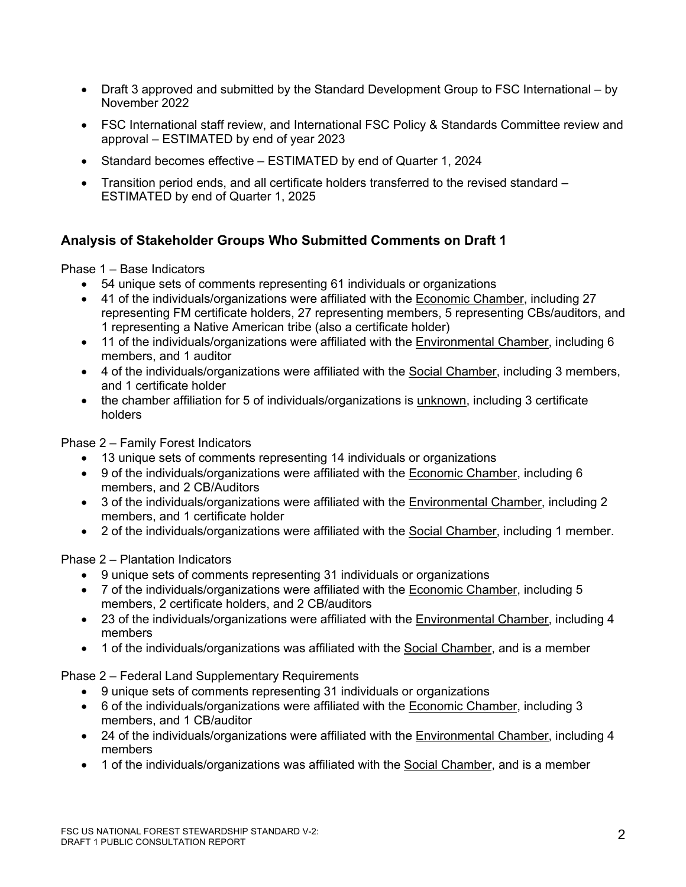- Draft 3 approved and submitted by the Standard Development Group to FSC International – by November 2022
- FSC International staff review, and International FSC Policy & Standards Committee review and approval – ESTIMATED by end of year 2023
- Standard becomes effective – ESTIMATED by end of Quarter 1, 2024
- Transition period ends, and all certificate holders transferred to the revised standard – ESTIMATED by end of Quarter 1, 2025

## Analysis of Stakeholder Groups Who Submitted Comments on Draft 1

Phase 1 – Base Indicators

- 54 unique sets of comments representing 61 individuals or organizations
- 41 of the individuals/organizations were affiliated with the Economic Chamber, including 27 representing FM certificate holders, 27 representing members, 5 representing CBs/auditors, and 1 representing a Native American tribe (also a certificate holder)
- 11 of the individuals/organizations were affiliated with the Environmental Chamber, including 6 members, and 1 auditor
- 4 of the individuals/organizations were affiliated with the Social Chamber, including 3 members, and 1 certificate holder
- the chamber affiliation for 5 of individuals/organizations is unknown, including 3 certificate holders

Phase 2 – Family Forest Indicators

- 13 unique sets of comments representing 14 individuals or organizations
- 9 of the individuals/organizations were affiliated with the Economic Chamber, including 6 members, and 2 CB/Auditors
- 3 of the individuals/organizations were affiliated with the Environmental Chamber, including 2 members, and 1 certificate holder
- 2 of the individuals/organizations were affiliated with the Social Chamber, including 1 member.

Phase 2 – Plantation Indicators

- 9 unique sets of comments representing 31 individuals or organizations
- 7 of the individuals/organizations were affiliated with the Economic Chamber, including 5 members, 2 certificate holders, and 2 CB/auditors
- 23 of the individuals/organizations were affiliated with the Environmental Chamber, including 4 members
- 1 of the individuals/organizations was affiliated with the Social Chamber, and is a member

Phase 2 – Federal Land Supplementary Requirements

- 9 unique sets of comments representing 31 individuals or organizations
- 6 of the individuals/organizations were affiliated with the Economic Chamber, including 3 members, and 1 CB/auditor
- 24 of the individuals/organizations were affiliated with the Environmental Chamber, including 4 members
- 1 of the individuals/organizations was affiliated with the Social Chamber, and is a member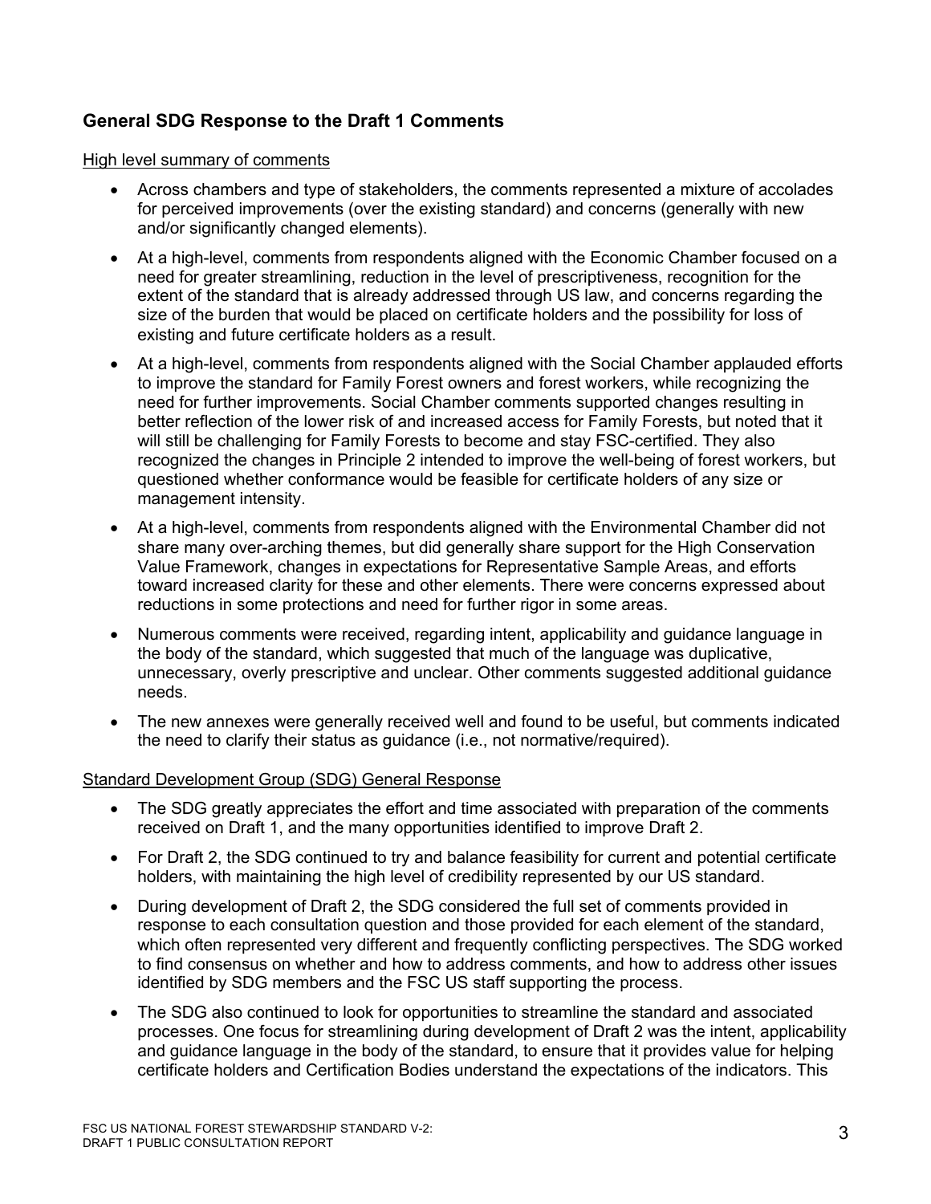## General SDG Response to the Draft 1 Comments

High level summary of comments

- Across chambers and type of stakeholders, the comments represented a mixture of accolades for perceived improvements (over the existing standard) and concerns (generally with new and/or significantly changed elements).
- At a high-level, comments from respondents aligned with the Economic Chamber focused on a need for greater streamlining, reduction in the level of prescriptiveness, recognition for the extent of the standard that is already addressed through US law, and concerns regarding the size of the burden that would be placed on certificate holders and the possibility for loss of existing and future certificate holders as a result.
- At a high-level, comments from respondents aligned with the Social Chamber applauded efforts to improve the standard for Family Forest owners and forest workers, while recognizing the need for further improvements. Social Chamber comments supported changes resulting in better reflection of the lower risk of and increased access for Family Forests, but noted that it will still be challenging for Family Forests to become and stay FSC-certified. They also recognized the changes in Principle 2 intended to improve the well-being of forest workers, but questioned whether conformance would be feasible for certificate holders of any size or management intensity.
- At a high-level, comments from respondents aligned with the Environmental Chamber did not share many over-arching themes, but did generally share support for the High Conservation Value Framework, changes in expectations for Representative Sample Areas, and efforts toward increased clarity for these and other elements. There were concerns expressed about reductions in some protections and need for further rigor in some areas.
- Numerous comments were received, regarding intent, applicability and guidance language in the body of the standard, which suggested that much of the language was duplicative, unnecessary, overly prescriptive and unclear. Other comments suggested additional guidance needs.
- The new annexes were generally received well and found to be useful, but comments indicated the need to clarify their status as guidance (i.e., not normative/required).

Standard Development Group (SDG) General Response

- The SDG greatly appreciates the effort and time associated with preparation of the comments received on Draft 1, and the many opportunities identified to improve Draft 2.
- For Draft 2, the SDG continued to try and balance feasibility for current and potential certificate holders, with maintaining the high level of credibility represented by our US standard.
- During development of Draft 2, the SDG considered the full set of comments provided in response to each consultation question and those provided for each element of the standard, which often represented very different and frequently conflicting perspectives. The SDG worked to find consensus on whether and how to address comments, and how to address other issues identified by SDG members and the FSC US staff supporting the process.
- The SDG also continued to look for opportunities to streamline the standard and associated processes. One focus for streamlining during development of Draft 2 was the intent, applicability and guidance language in the body of the standard, to ensure that it provides value for helping certificate holders and Certification Bodies understand the expectations of the indicators. This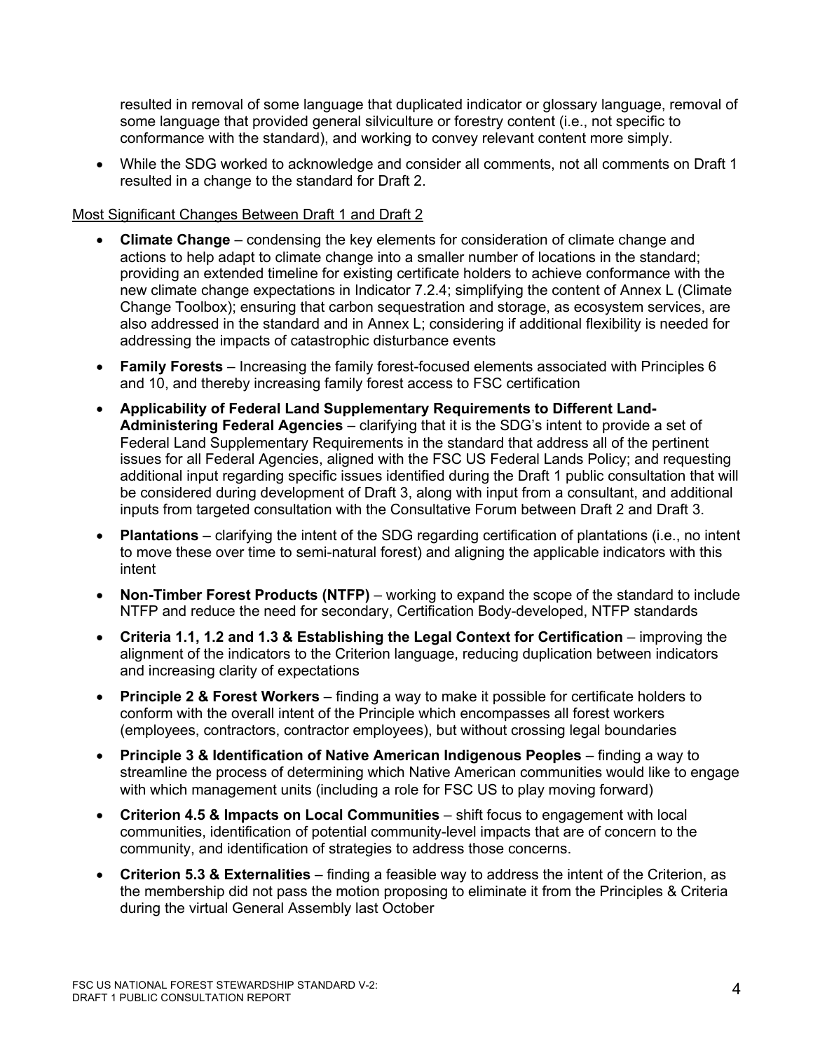resulted in removal of some language that duplicated indicator or glossary language, removal of some language that provided general silviculture or forestry content (i.e., not specific to conformance with the standard), and working to convey relevant content more simply.

- While the SDG worked to acknowledge and consider all comments, not all comments on Draft 1 resulted in a change to the standard for Draft 2.

Most Significant Changes Between Draft 1 and Draft 2

- **Climate Change** – condensing the key elements for consideration of climate change and actions to help adapt to climate change into a smaller number of locations in the standard; providing an extended timeline for existing certificate holders to achieve conformance with the new climate change expectations in Indicator 7.2.4; simplifying the content of Annex L (Climate Change Toolbox); ensuring that carbon sequestration and storage, as ecosystem services, are also addressed in the standard and in Annex L; considering if additional flexibility is needed for addressing the impacts of catastrophic disturbance events
- **Family Forests** – Increasing the family forest-focused elements associated with Principles 6 and 10, and thereby increasing family forest access to FSC certification
- **Applicability of Federal Land Supplementary Requirements to Different Land-Administering Federal Agencies** – clarifying that it is the SDG's intent to provide a set of Federal Land Supplementary Requirements in the standard that address all of the pertinent issues for all Federal Agencies, aligned with the FSC US Federal Lands Policy; and requesting additional input regarding specific issues identified during the Draft 1 public consultation that will be considered during development of Draft 3, along with input from a consultant, and additional inputs from targeted consultation with the Consultative Forum between Draft 2 and Draft 3.
- **Plantations** – clarifying the intent of the SDG regarding certification of plantations (i.e., no intent to move these over time to semi-natural forest) and aligning the applicable indicators with this intent
- **Non-Timber Forest Products (NTFP)** – working to expand the scope of the standard to include NTFP and reduce the need for secondary, Certification Body-developed, NTFP standards
- **Criteria 1.1, 1.2 and 1.3 & Establishing the Legal Context for Certification** – improving the alignment of the indicators to the Criterion language, reducing duplication between indicators and increasing clarity of expectations
- **Principle 2 & Forest Workers** – finding a way to make it possible for certificate holders to conform with the overall intent of the Principle which encompasses all forest workers (employees, contractors, contractor employees), but without crossing legal boundaries
- **Principle 3 & Identification of Native American Indigenous Peoples** – finding a way to streamline the process of determining which Native American communities would like to engage with which management units (including a role for FSC US to play moving forward)
- **Criterion 4.5 & Impacts on Local Communities** – shift focus to engagement with local communities, identification of potential community-level impacts that are of concern to the community, and identification of strategies to address those concerns.
- **Criterion 5.3 & Externalities** – finding a feasible way to address the intent of the Criterion, as the membership did not pass the motion proposing to eliminate it from the Principles & Criteria during the virtual General Assembly last October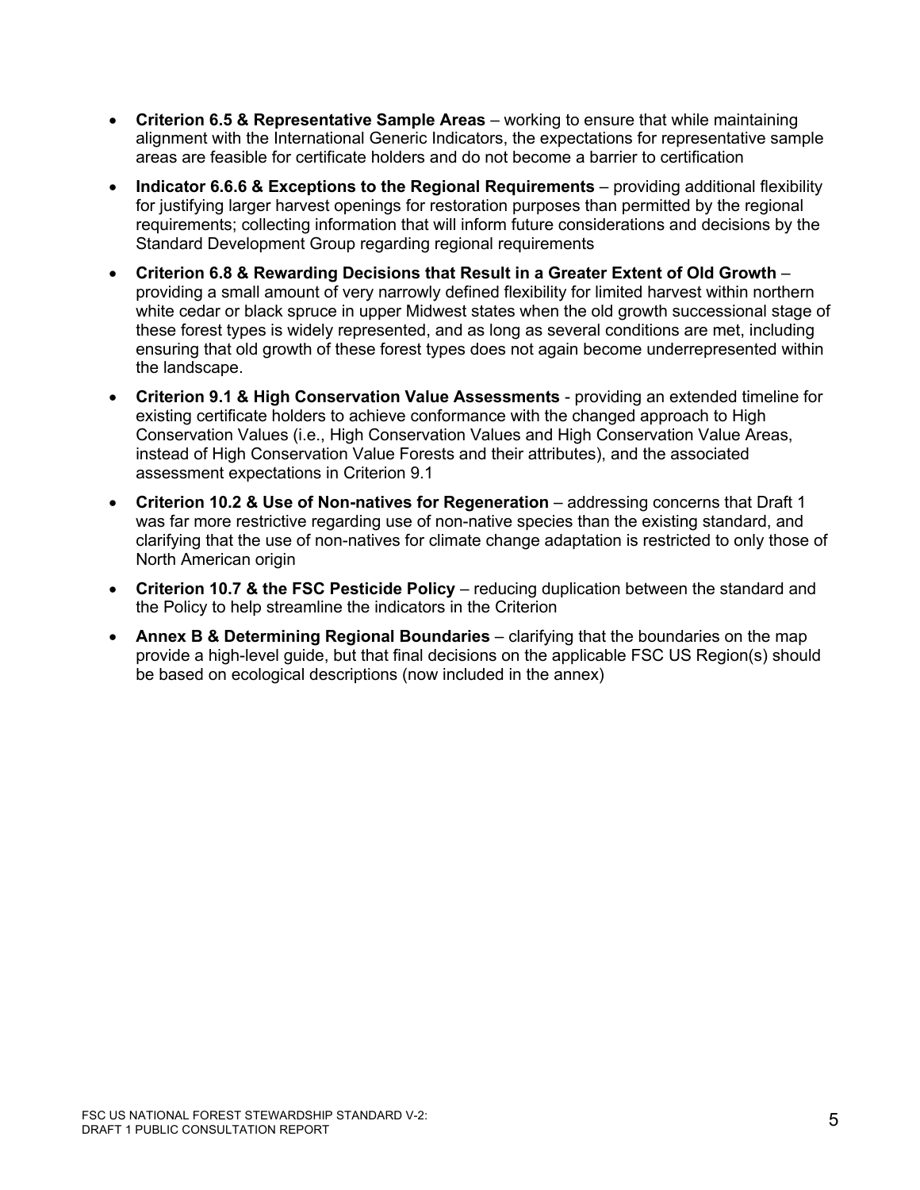- **Criterion 6.5 & Representative Sample Areas** – working to ensure that while maintaining alignment with the International Generic Indicators, the expectations for representative sample areas are feasible for certificate holders and do not become a barrier to certification
- **Indicator 6.6.6 & Exceptions to the Regional Requirements** – providing additional flexibility for justifying larger harvest openings for restoration purposes than permitted by the regional requirements; collecting information that will inform future considerations and decisions by the Standard Development Group regarding regional requirements
- **Criterion 6.8 & Rewarding Decisions that Result in a Greater Extent of Old Growth** – providing a small amount of very narrowly defined flexibility for limited harvest within northern white cedar or black spruce in upper Midwest states when the old growth successional stage of these forest types is widely represented, and as long as several conditions are met, including ensuring that old growth of these forest types does not again become underrepresented within the landscape.
- **Criterion 9.1 & High Conservation Value Assessments** - providing an extended timeline for existing certificate holders to achieve conformance with the changed approach to High Conservation Values (i.e., High Conservation Values and High Conservation Value Areas, instead of High Conservation Value Forests and their attributes), and the associated assessment expectations in Criterion 9.1
- **Criterion 10.2 & Use of Non-natives for Regeneration** – addressing concerns that Draft 1 was far more restrictive regarding use of non-native species than the existing standard, and clarifying that the use of non-natives for climate change adaptation is restricted to only those of North American origin
- **Criterion 10.7 & the FSC Pesticide Policy** – reducing duplication between the standard and the Policy to help streamline the indicators in the Criterion
- **Annex B & Determining Regional Boundaries** – clarifying that the boundaries on the map provide a high-level guide, but that final decisions on the applicable FSC US Region(s) should be based on ecological descriptions (now included in the annex)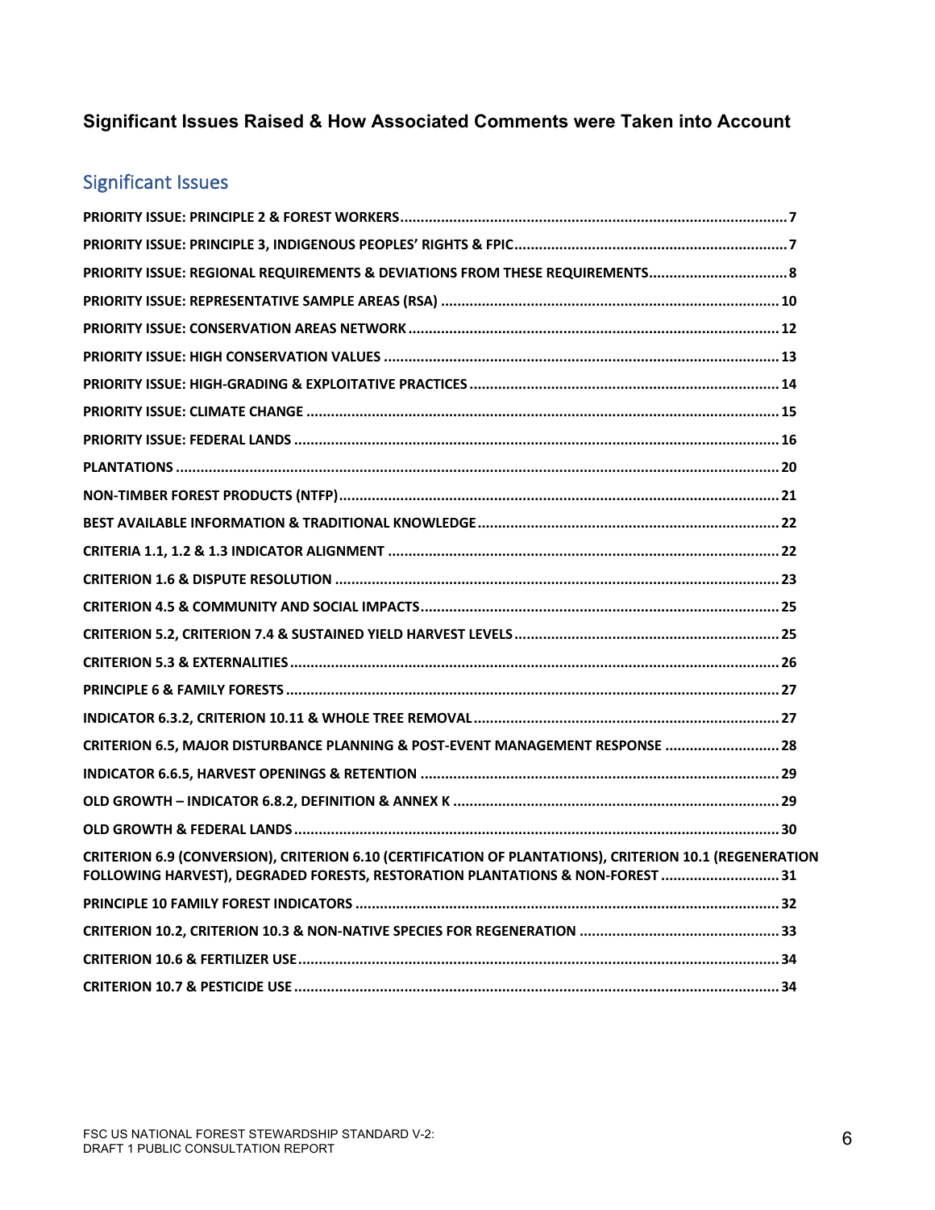# Significant Issues Raised & How Associated Comments were Taken into Account

## Significant Issues

| Issue | Page |
| --- | --- |
| PRIORITY ISSUE: PRINCIPLE 2 & FOREST WORKERS | 7 |
| PRIORITY ISSUE: PRINCIPLE 3, INDIGENOUS PEOPLES' RIGHTS & FPIC | 7 |
| PRIORITY ISSUE: REGIONAL REQUIREMENTS & DEVIATIONS FROM THESE REQUIREMENTS | 8 |
| PRIORITY ISSUE: REPRESENTATIVE SAMPLE AREAS (RSA) | 10 |
| PRIORITY ISSUE: CONSERVATION AREAS NETWORK | 12 |
| PRIORITY ISSUE: HIGH CONSERVATION VALUES | 13 |
| PRIORITY ISSUE: HIGH-GRADING & EXPLOITATIVE PRACTICES | 14 |
| PRIORITY ISSUE: CLIMATE CHANGE | 15 |
| PRIORITY ISSUE: FEDERAL LANDS | 16 |
| PLANTATIONS | 20 |
| NON-TIMBER FOREST PRODUCTS (NTFP) | 21 |
| BEST AVAILABLE INFORMATION & TRADITIONAL KNOWLEDGE | 22 |
| CRITERIA 1.1, 1.2 & 1.3 INDICATOR ALIGNMENT | 22 |
| CRITERION 1.6 & DISPUTE RESOLUTION | 23 |
| CRITERION 4.5 & COMMUNITY AND SOCIAL IMPACTS | 25 |
| CRITERION 5.2, CRITERION 7.4 & SUSTAINED YIELD HARVEST LEVELS | 25 |
| CRITERION 5.3 & EXTERNALITIES | 26 |
| PRINCIPLE 6 & FAMILY FORESTS | 27 |
| INDICATOR 6.3.2, CRITERION 10.11 & WHOLE TREE REMOVAL | 27 |
| CRITERION 6.5, MAJOR DISTURBANCE PLANNING & POST-EVENT MANAGEMENT RESPONSE | 28 |
| INDICATOR 6.6.5, HARVEST OPENINGS & RETENTION | 29 |
| OLD GROWTH – INDICATOR 6.8.2, DEFINITION & ANNEX K | 29 |
| OLD GROWTH & FEDERAL LANDS | 30 |
| CRITERION 6.9 (CONVERSION), CRITERION 6.10 (CERTIFICATION OF PLANTATIONS), CRITERION 10.1 (REGENERATION FOLLOWING HARVEST), DEGRADED FORESTS, RESTORATION PLANTATIONS & NON-FOREST | 31 |
| PRINCIPLE 10 FAMILY FOREST INDICATORS | 32 |
| CRITERION 10.2, CRITERION 10.3 & NON-NATIVE SPECIES FOR REGENERATION | 33 |
| CRITERION 10.6 & FERTILIZER USE | 34 |
| CRITERION 10.7 & PESTICIDE USE | 34 |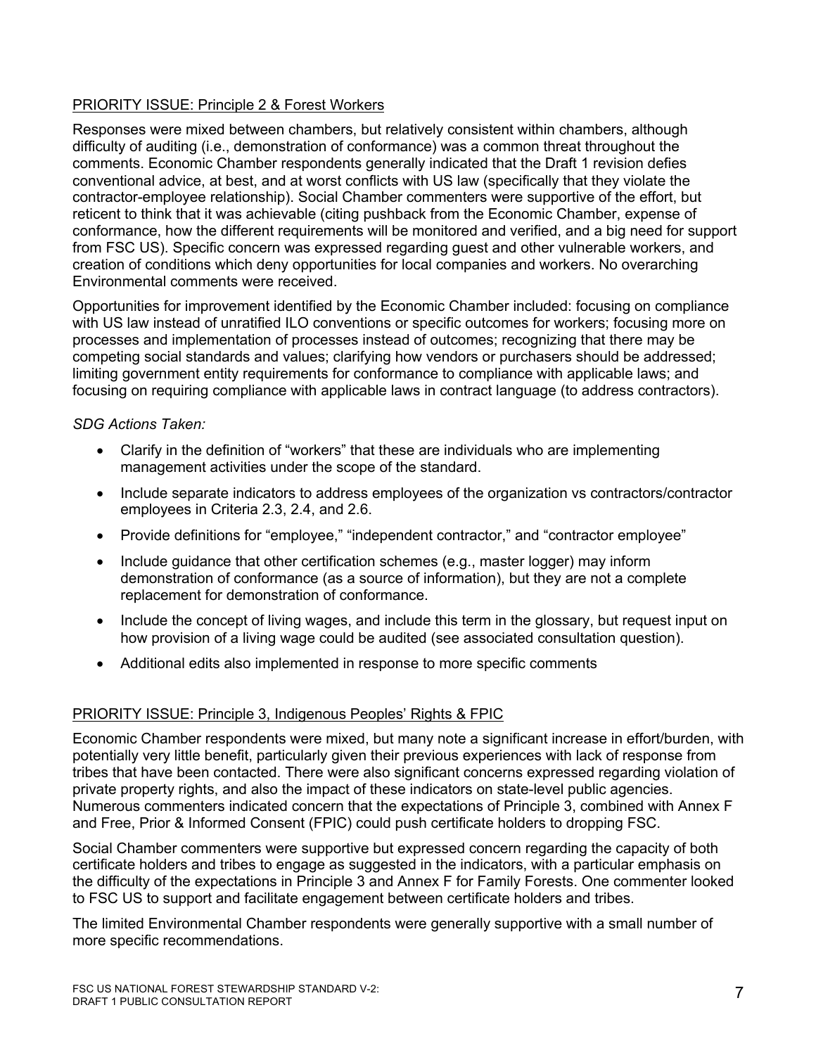PRIORITY ISSUE: Principle 2 & Forest Workers

Responses were mixed between chambers, but relatively consistent within chambers, although difficulty of auditing (i.e., demonstration of conformance) was a common threat throughout the comments. Economic Chamber respondents generally indicated that the Draft 1 revision defies conventional advice, at best, and at worst conflicts with US law (specifically that they violate the contractor-employee relationship). Social Chamber commenters were supportive of the effort, but reticent to think that it was achievable (citing pushback from the Economic Chamber, expense of conformance, how the different requirements will be monitored and verified, and a big need for support from FSC US). Specific concern was expressed regarding guest and other vulnerable workers, and creation of conditions which deny opportunities for local companies and workers. No overarching Environmental comments were received.

Opportunities for improvement identified by the Economic Chamber included: focusing on compliance with US law instead of unratified ILO conventions or specific outcomes for workers; focusing more on processes and implementation of processes instead of outcomes; recognizing that there may be competing social standards and values; clarifying how vendors or purchasers should be addressed; limiting government entity requirements for conformance to compliance with applicable laws; and focusing on requiring compliance with applicable laws in contract language (to address contractors).

*SDG Actions Taken:*

- Clarify in the definition of “workers” that these are individuals who are implementing management activities under the scope of the standard.
- Include separate indicators to address employees of the organization vs contractors/contractor employees in Criteria 2.3, 2.4, and 2.6.
- Provide definitions for “employee,” “independent contractor,” and “contractor employee”
- Include guidance that other certification schemes (e.g., master logger) may inform demonstration of conformance (as a source of information), but they are not a complete replacement for demonstration of conformance.
- Include the concept of living wages, and include this term in the glossary, but request input on how provision of a living wage could be audited (see associated consultation question).
- Additional edits also implemented in response to more specific comments

PRIORITY ISSUE: Principle 3, Indigenous Peoples’ Rights & FPIC

Economic Chamber respondents were mixed, but many note a significant increase in effort/burden, with potentially very little benefit, particularly given their previous experiences with lack of response from tribes that have been contacted. There were also significant concerns expressed regarding violation of private property rights, and also the impact of these indicators on state-level public agencies. Numerous commenters indicated concern that the expectations of Principle 3, combined with Annex F and Free, Prior & Informed Consent (FPIC) could push certificate holders to dropping FSC.

Social Chamber commenters were supportive but expressed concern regarding the capacity of both certificate holders and tribes to engage as suggested in the indicators, with a particular emphasis on the difficulty of the expectations in Principle 3 and Annex F for Family Forests. One commenter looked to FSC US to support and facilitate engagement between certificate holders and tribes.

The limited Environmental Chamber respondents were generally supportive with a small number of more specific recommendations.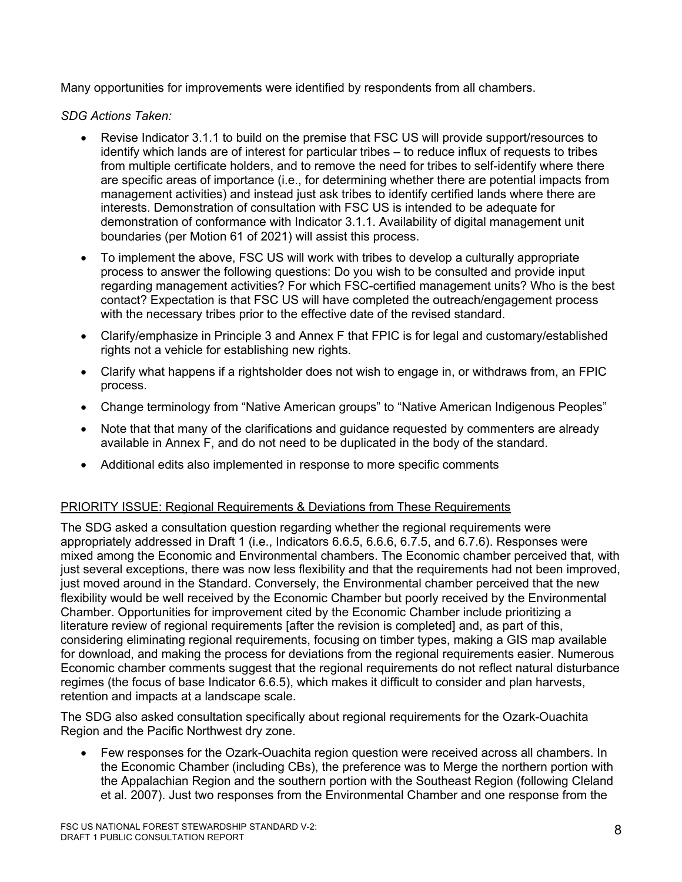Many opportunities for improvements were identified by respondents from all chambers.

*SDG Actions Taken:*

- Revise Indicator 3.1.1 to build on the premise that FSC US will provide support/resources to identify which lands are of interest for particular tribes – to reduce influx of requests to tribes from multiple certificate holders, and to remove the need for tribes to self-identify where there are specific areas of importance (i.e., for determining whether there are potential impacts from management activities) and instead just ask tribes to identify certified lands where there are interests. Demonstration of consultation with FSC US is intended to be adequate for demonstration of conformance with Indicator 3.1.1. Availability of digital management unit boundaries (per Motion 61 of 2021) will assist this process.
- To implement the above, FSC US will work with tribes to develop a culturally appropriate process to answer the following questions: Do you wish to be consulted and provide input regarding management activities? For which FSC-certified management units? Who is the best contact? Expectation is that FSC US will have completed the outreach/engagement process with the necessary tribes prior to the effective date of the revised standard.
- Clarify/emphasize in Principle 3 and Annex F that FPIC is for legal and customary/established rights not a vehicle for establishing new rights.
- Clarify what happens if a rightsholder does not wish to engage in, or withdraws from, an FPIC process.
- Change terminology from "Native American groups" to "Native American Indigenous Peoples"
- Note that that many of the clarifications and guidance requested by commenters are already available in Annex F, and do not need to be duplicated in the body of the standard.
- Additional edits also implemented in response to more specific comments

<u>PRIORITY ISSUE: Regional Requirements & Deviations from These Requirements</u>

The SDG asked a consultation question regarding whether the regional requirements were appropriately addressed in Draft 1 (i.e., Indicators 6.6.5, 6.6.6, 6.7.5, and 6.7.6). Responses were mixed among the Economic and Environmental chambers. The Economic chamber perceived that, with just several exceptions, there was now less flexibility and that the requirements had not been improved, just moved around in the Standard. Conversely, the Environmental chamber perceived that the new flexibility would be well received by the Economic Chamber but poorly received by the Environmental Chamber. Opportunities for improvement cited by the Economic Chamber include prioritizing a literature review of regional requirements [after the revision is completed] and, as part of this, considering eliminating regional requirements, focusing on timber types, making a GIS map available for download, and making the process for deviations from the regional requirements easier. Numerous Economic chamber comments suggest that the regional requirements do not reflect natural disturbance regimes (the focus of base Indicator 6.6.5), which makes it difficult to consider and plan harvests, retention and impacts at a landscape scale.

The SDG also asked consultation specifically about regional requirements for the Ozark-Ouachita Region and the Pacific Northwest dry zone.

- Few responses for the Ozark-Ouachita region question were received across all chambers. In the Economic Chamber (including CBs), the preference was to Merge the northern portion with the Appalachian Region and the southern portion with the Southeast Region (following Cleland et al. 2007). Just two responses from the Environmental Chamber and one response from the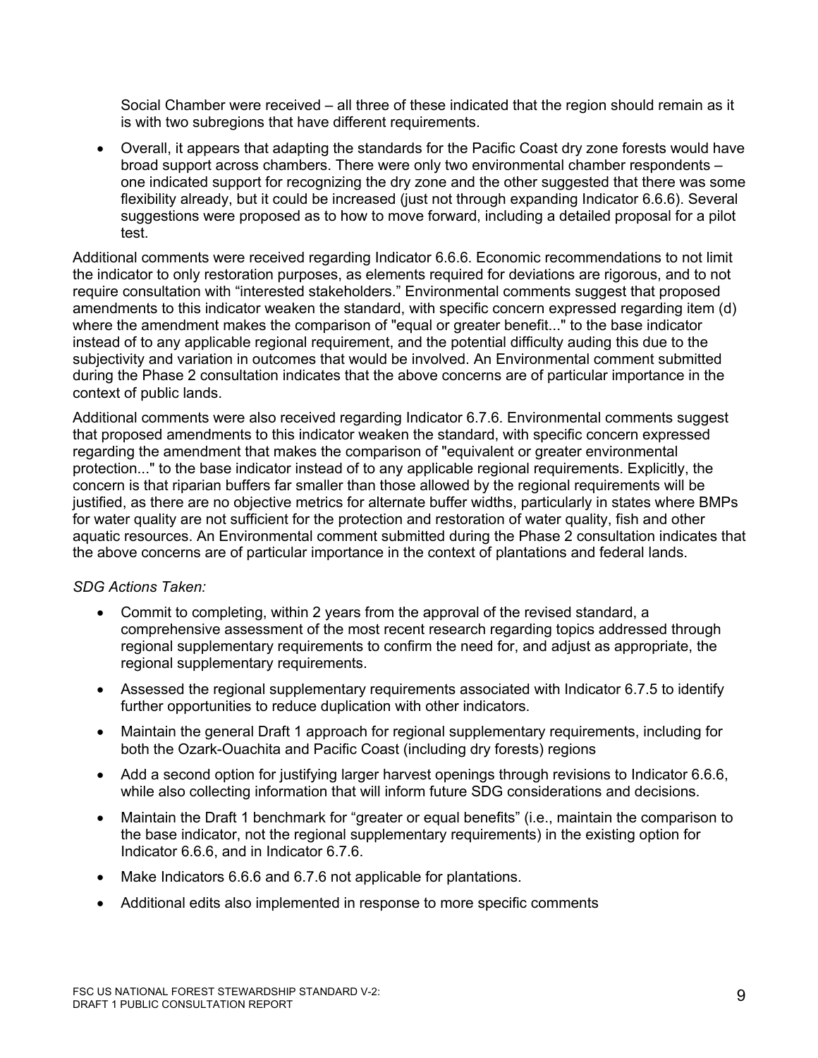Social Chamber were received – all three of these indicated that the region should remain as it is with two subregions that have different requirements.

- Overall, it appears that adapting the standards for the Pacific Coast dry zone forests would have broad support across chambers. There were only two environmental chamber respondents – one indicated support for recognizing the dry zone and the other suggested that there was some flexibility already, but it could be increased (just not through expanding Indicator 6.6.6). Several suggestions were proposed as to how to move forward, including a detailed proposal for a pilot test.

Additional comments were received regarding Indicator 6.6.6. Economic recommendations to not limit the indicator to only restoration purposes, as elements required for deviations are rigorous, and to not require consultation with "interested stakeholders." Environmental comments suggest that proposed amendments to this indicator weaken the standard, with specific concern expressed regarding item (d) where the amendment makes the comparison of "equal or greater benefit..." to the base indicator instead of to any applicable regional requirement, and the potential difficulty auding this due to the subjectivity and variation in outcomes that would be involved. An Environmental comment submitted during the Phase 2 consultation indicates that the above concerns are of particular importance in the context of public lands.

Additional comments were also received regarding Indicator 6.7.6. Environmental comments suggest that proposed amendments to this indicator weaken the standard, with specific concern expressed regarding the amendment that makes the comparison of "equivalent or greater environmental protection..." to the base indicator instead of to any applicable regional requirements. Explicitly, the concern is that riparian buffers far smaller than those allowed by the regional requirements will be justified, as there are no objective metrics for alternate buffer widths, particularly in states where BMPs for water quality are not sufficient for the protection and restoration of water quality, fish and other aquatic resources. An Environmental comment submitted during the Phase 2 consultation indicates that the above concerns are of particular importance in the context of plantations and federal lands.

*SDG Actions Taken:*

- Commit to completing, within 2 years from the approval of the revised standard, a comprehensive assessment of the most recent research regarding topics addressed through regional supplementary requirements to confirm the need for, and adjust as appropriate, the regional supplementary requirements.
- Assessed the regional supplementary requirements associated with Indicator 6.7.5 to identify further opportunities to reduce duplication with other indicators.
- Maintain the general Draft 1 approach for regional supplementary requirements, including for both the Ozark-Ouachita and Pacific Coast (including dry forests) regions
- Add a second option for justifying larger harvest openings through revisions to Indicator 6.6.6, while also collecting information that will inform future SDG considerations and decisions.
- Maintain the Draft 1 benchmark for "greater or equal benefits" (i.e., maintain the comparison to the base indicator, not the regional supplementary requirements) in the existing option for Indicator 6.6.6, and in Indicator 6.7.6.
- Make Indicators 6.6.6 and 6.7.6 not applicable for plantations.
- Additional edits also implemented in response to more specific comments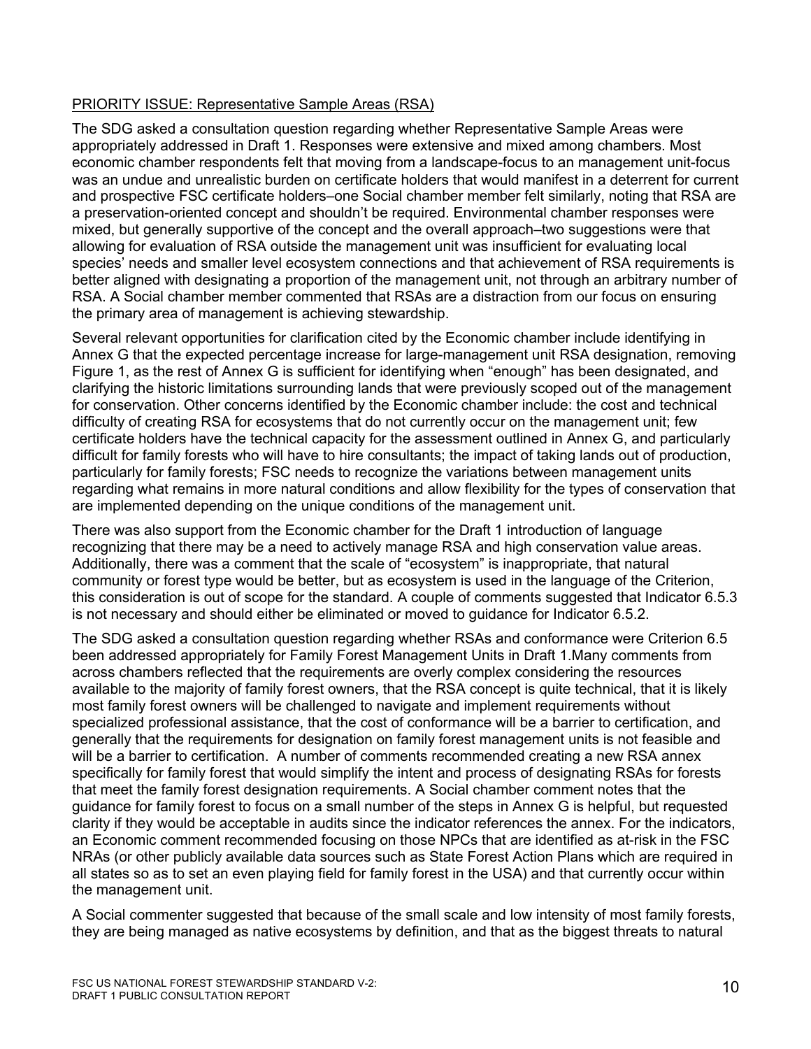PRIORITY ISSUE: Representative Sample Areas (RSA)

The SDG asked a consultation question regarding whether Representative Sample Areas were appropriately addressed in Draft 1. Responses were extensive and mixed among chambers. Most economic chamber respondents felt that moving from a landscape-focus to an management unit-focus was an undue and unrealistic burden on certificate holders that would manifest in a deterrent for current and prospective FSC certificate holders–one Social chamber member felt similarly, noting that RSA are a preservation-oriented concept and shouldn't be required. Environmental chamber responses were mixed, but generally supportive of the concept and the overall approach–two suggestions were that allowing for evaluation of RSA outside the management unit was insufficient for evaluating local species' needs and smaller level ecosystem connections and that achievement of RSA requirements is better aligned with designating a proportion of the management unit, not through an arbitrary number of RSA. A Social chamber member commented that RSAs are a distraction from our focus on ensuring the primary area of management is achieving stewardship.

Several relevant opportunities for clarification cited by the Economic chamber include identifying in Annex G that the expected percentage increase for large-management unit RSA designation, removing Figure 1, as the rest of Annex G is sufficient for identifying when "enough" has been designated, and clarifying the historic limitations surrounding lands that were previously scoped out of the management for conservation. Other concerns identified by the Economic chamber include: the cost and technical difficulty of creating RSA for ecosystems that do not currently occur on the management unit; few certificate holders have the technical capacity for the assessment outlined in Annex G, and particularly difficult for family forests who will have to hire consultants; the impact of taking lands out of production, particularly for family forests; FSC needs to recognize the variations between management units regarding what remains in more natural conditions and allow flexibility for the types of conservation that are implemented depending on the unique conditions of the management unit.

There was also support from the Economic chamber for the Draft 1 introduction of language recognizing that there may be a need to actively manage RSA and high conservation value areas. Additionally, there was a comment that the scale of "ecosystem" is inappropriate, that natural community or forest type would be better, but as ecosystem is used in the language of the Criterion, this consideration is out of scope for the standard. A couple of comments suggested that Indicator 6.5.3 is not necessary and should either be eliminated or moved to guidance for Indicator 6.5.2.

The SDG asked a consultation question regarding whether RSAs and conformance were Criterion 6.5 been addressed appropriately for Family Forest Management Units in Draft 1.Many comments from across chambers reflected that the requirements are overly complex considering the resources available to the majority of family forest owners, that the RSA concept is quite technical, that it is likely most family forest owners will be challenged to navigate and implement requirements without specialized professional assistance, that the cost of conformance will be a barrier to certification, and generally that the requirements for designation on family forest management units is not feasible and will be a barrier to certification. A number of comments recommended creating a new RSA annex specifically for family forest that would simplify the intent and process of designating RSAs for forests that meet the family forest designation requirements. A Social chamber comment notes that the guidance for family forest to focus on a small number of the steps in Annex G is helpful, but requested clarity if they would be acceptable in audits since the indicator references the annex. For the indicators, an Economic comment recommended focusing on those NPCs that are identified as at-risk in the FSC NRAs (or other publicly available data sources such as State Forest Action Plans which are required in all states so as to set an even playing field for family forest in the USA) and that currently occur within the management unit.

A Social commenter suggested that because of the small scale and low intensity of most family forests, they are being managed as native ecosystems by definition, and that as the biggest threats to natural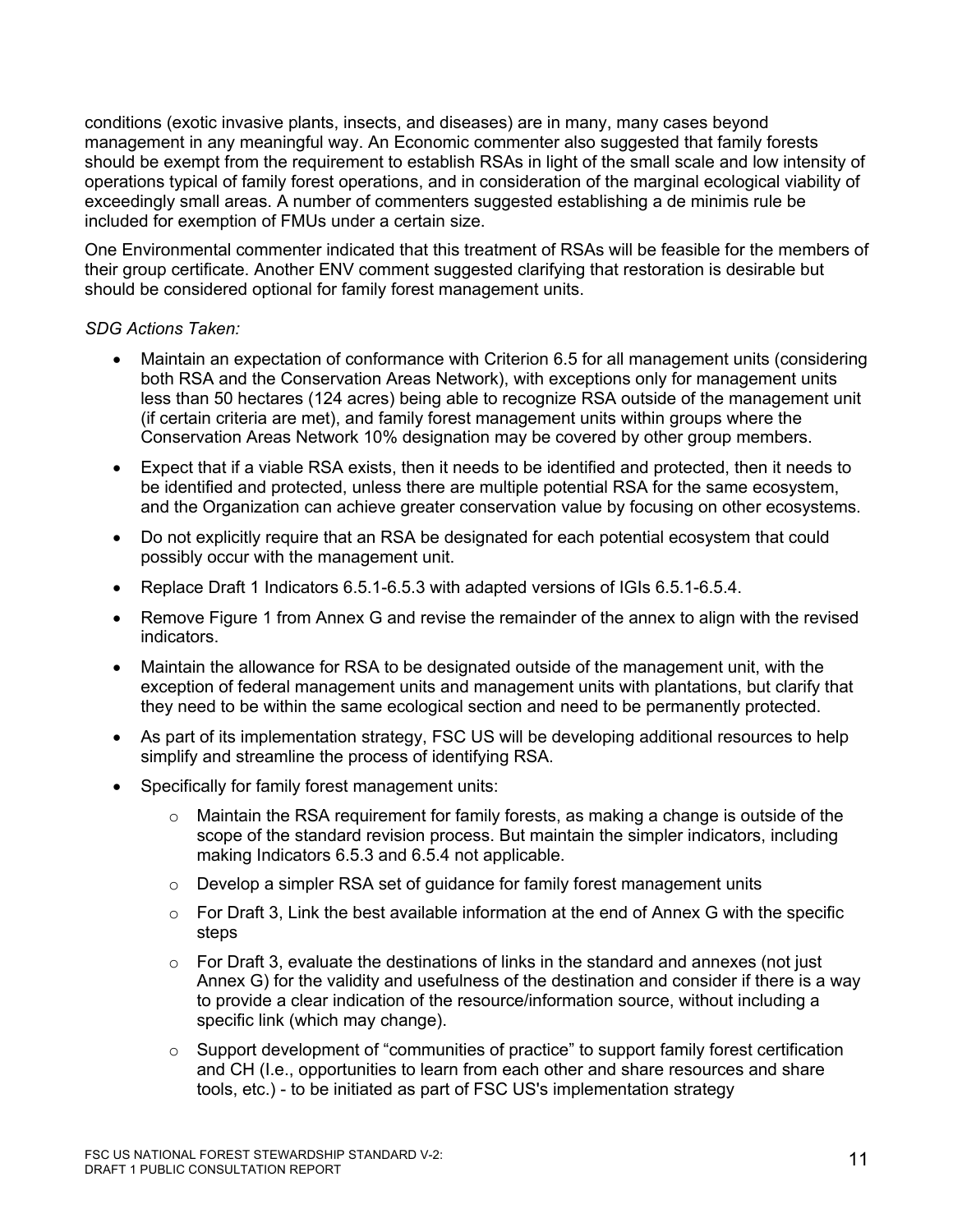conditions (exotic invasive plants, insects, and diseases) are in many, many cases beyond management in any meaningful way. An Economic commenter also suggested that family forests should be exempt from the requirement to establish RSAs in light of the small scale and low intensity of operations typical of family forest operations, and in consideration of the marginal ecological viability of exceedingly small areas. A number of commenters suggested establishing a de minimis rule be included for exemption of FMUs under a certain size.

One Environmental commenter indicated that this treatment of RSAs will be feasible for the members of their group certificate. Another ENV comment suggested clarifying that restoration is desirable but should be considered optional for family forest management units.

*SDG Actions Taken:*

- Maintain an expectation of conformance with Criterion 6.5 for all management units (considering both RSA and the Conservation Areas Network), with exceptions only for management units less than 50 hectares (124 acres) being able to recognize RSA outside of the management unit (if certain criteria are met), and family forest management units within groups where the Conservation Areas Network 10% designation may be covered by other group members.
- Expect that if a viable RSA exists, then it needs to be identified and protected, then it needs to be identified and protected, unless there are multiple potential RSA for the same ecosystem, and the Organization can achieve greater conservation value by focusing on other ecosystems.
- Do not explicitly require that an RSA be designated for each potential ecosystem that could possibly occur with the management unit.
- Replace Draft 1 Indicators 6.5.1-6.5.3 with adapted versions of IGIs 6.5.1-6.5.4.
- Remove Figure 1 from Annex G and revise the remainder of the annex to align with the revised indicators.
- Maintain the allowance for RSA to be designated outside of the management unit, with the exception of federal management units and management units with plantations, but clarify that they need to be within the same ecological section and need to be permanently protected.
- As part of its implementation strategy, FSC US will be developing additional resources to help simplify and streamline the process of identifying RSA.
- Specifically for family forest management units:
  - Maintain the RSA requirement for family forests, as making a change is outside of the scope of the standard revision process. But maintain the simpler indicators, including making Indicators 6.5.3 and 6.5.4 not applicable.
  - Develop a simpler RSA set of guidance for family forest management units
  - For Draft 3, Link the best available information at the end of Annex G with the specific steps
  - For Draft 3, evaluate the destinations of links in the standard and annexes (not just Annex G) for the validity and usefulness of the destination and consider if there is a way to provide a clear indication of the resource/information source, without including a specific link (which may change).
  - Support development of "communities of practice" to support family forest certification and CH (I.e., opportunities to learn from each other and share resources and share tools, etc.) - to be initiated as part of FSC US's implementation strategy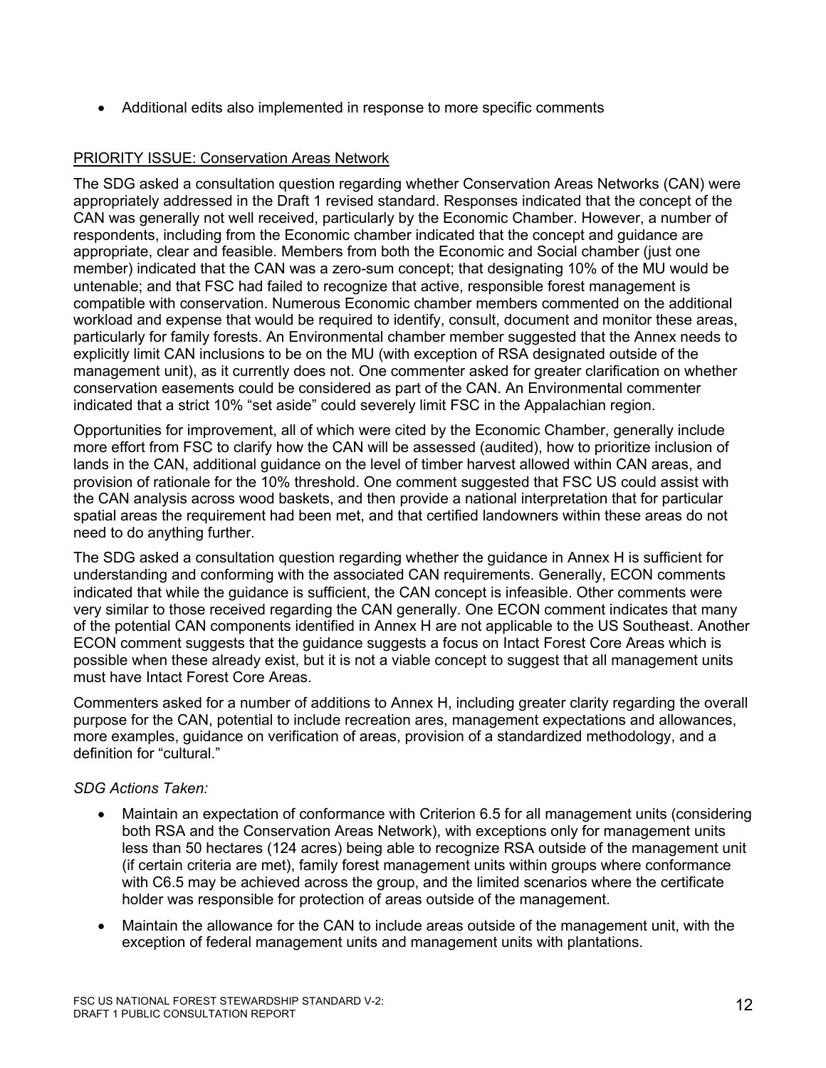- Additional edits also implemented in response to more specific comments

PRIORITY ISSUE: Conservation Areas Network

The SDG asked a consultation question regarding whether Conservation Areas Networks (CAN) were appropriately addressed in the Draft 1 revised standard. Responses indicated that the concept of the CAN was generally not well received, particularly by the Economic Chamber. However, a number of respondents, including from the Economic chamber indicated that the concept and guidance are appropriate, clear and feasible. Members from both the Economic and Social chamber (just one member) indicated that the CAN was a zero-sum concept; that designating 10% of the MU would be untenable; and that FSC had failed to recognize that active, responsible forest management is compatible with conservation. Numerous Economic chamber members commented on the additional workload and expense that would be required to identify, consult, document and monitor these areas, particularly for family forests. An Environmental chamber member suggested that the Annex needs to explicitly limit CAN inclusions to be on the MU (with exception of RSA designated outside of the management unit), as it currently does not. One commenter asked for greater clarification on whether conservation easements could be considered as part of the CAN. An Environmental commenter indicated that a strict 10% "set aside" could severely limit FSC in the Appalachian region.

Opportunities for improvement, all of which were cited by the Economic Chamber, generally include more effort from FSC to clarify how the CAN will be assessed (audited), how to prioritize inclusion of lands in the CAN, additional guidance on the level of timber harvest allowed within CAN areas, and provision of rationale for the 10% threshold. One comment suggested that FSC US could assist with the CAN analysis across wood baskets, and then provide a national interpretation that for particular spatial areas the requirement had been met, and that certified landowners within these areas do not need to do anything further.

The SDG asked a consultation question regarding whether the guidance in Annex H is sufficient for understanding and conforming with the associated CAN requirements. Generally, ECON comments indicated that while the guidance is sufficient, the CAN concept is infeasible. Other comments were very similar to those received regarding the CAN generally. One ECON comment indicates that many of the potential CAN components identified in Annex H are not applicable to the US Southeast. Another ECON comment suggests that the guidance suggests a focus on Intact Forest Core Areas which is possible when these already exist, but it is not a viable concept to suggest that all management units must have Intact Forest Core Areas.

Commenters asked for a number of additions to Annex H, including greater clarity regarding the overall purpose for the CAN, potential to include recreation ares, management expectations and allowances, more examples, guidance on verification of areas, provision of a standardized methodology, and a definition for "cultural."

*SDG Actions Taken:*

- Maintain an expectation of conformance with Criterion 6.5 for all management units (considering both RSA and the Conservation Areas Network), with exceptions only for management units less than 50 hectares (124 acres) being able to recognize RSA outside of the management unit (if certain criteria are met), family forest management units within groups where conformance with C6.5 may be achieved across the group, and the limited scenarios where the certificate holder was responsible for protection of areas outside of the management.
- Maintain the allowance for the CAN to include areas outside of the management unit, with the exception of federal management units and management units with plantations.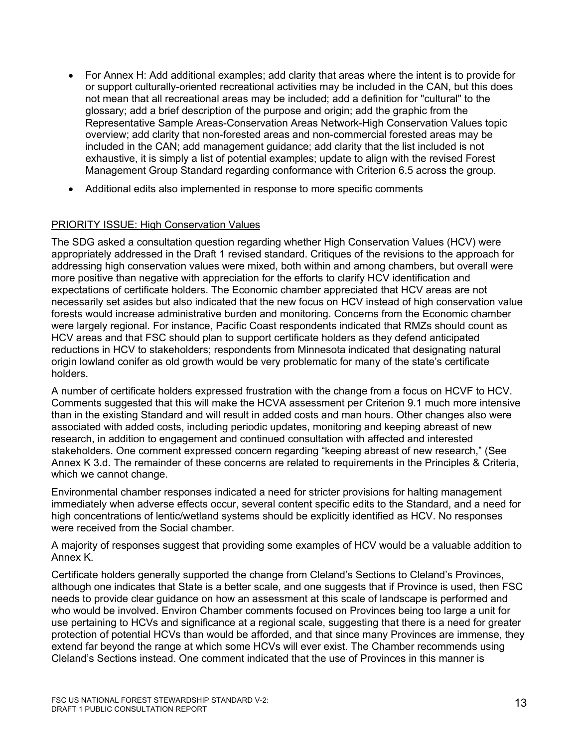- For Annex H: Add additional examples; add clarity that areas where the intent is to provide for or support culturally-oriented recreational activities may be included in the CAN, but this does not mean that all recreational areas may be included; add a definition for "cultural" to the glossary; add a brief description of the purpose and origin; add the graphic from the Representative Sample Areas-Conservation Areas Network-High Conservation Values topic overview; add clarity that non-forested areas and non-commercial forested areas may be included in the CAN; add management guidance; add clarity that the list included is not exhaustive, it is simply a list of potential examples; update to align with the revised Forest Management Group Standard regarding conformance with Criterion 6.5 across the group.
- Additional edits also implemented in response to more specific comments

<u>PRIORITY ISSUE: High Conservation Values</u>

The SDG asked a consultation question regarding whether High Conservation Values (HCV) were appropriately addressed in the Draft 1 revised standard. Critiques of the revisions to the approach for addressing high conservation values were mixed, both within and among chambers, but overall were more positive than negative with appreciation for the efforts to clarify HCV identification and expectations of certificate holders. The Economic chamber appreciated that HCV areas are not necessarily set asides but also indicated that the new focus on HCV instead of high conservation value <u>forests</u> would increase administrative burden and monitoring. Concerns from the Economic chamber were largely regional. For instance, Pacific Coast respondents indicated that RMZs should count as HCV areas and that FSC should plan to support certificate holders as they defend anticipated reductions in HCV to stakeholders; respondents from Minnesota indicated that designating natural origin lowland conifer as old growth would be very problematic for many of the state's certificate holders.

A number of certificate holders expressed frustration with the change from a focus on HCVF to HCV. Comments suggested that this will make the HCVA assessment per Criterion 9.1 much more intensive than in the existing Standard and will result in added costs and man hours. Other changes also were associated with added costs, including periodic updates, monitoring and keeping abreast of new research, in addition to engagement and continued consultation with affected and interested stakeholders. One comment expressed concern regarding "keeping abreast of new research," (See Annex K 3.d. The remainder of these concerns are related to requirements in the Principles & Criteria, which we cannot change.

Environmental chamber responses indicated a need for stricter provisions for halting management immediately when adverse effects occur, several content specific edits to the Standard, and a need for high concentrations of lentic/wetland systems should be explicitly identified as HCV. No responses were received from the Social chamber.

A majority of responses suggest that providing some examples of HCV would be a valuable addition to Annex K.

Certificate holders generally supported the change from Cleland's Sections to Cleland's Provinces, although one indicates that State is a better scale, and one suggests that if Province is used, then FSC needs to provide clear guidance on how an assessment at this scale of landscape is performed and who would be involved. Environ Chamber comments focused on Provinces being too large a unit for use pertaining to HCVs and significance at a regional scale, suggesting that there is a need for greater protection of potential HCVs than would be afforded, and that since many Provinces are immense, they extend far beyond the range at which some HCVs will ever exist. The Chamber recommends using Cleland's Sections instead. One comment indicated that the use of Provinces in this manner is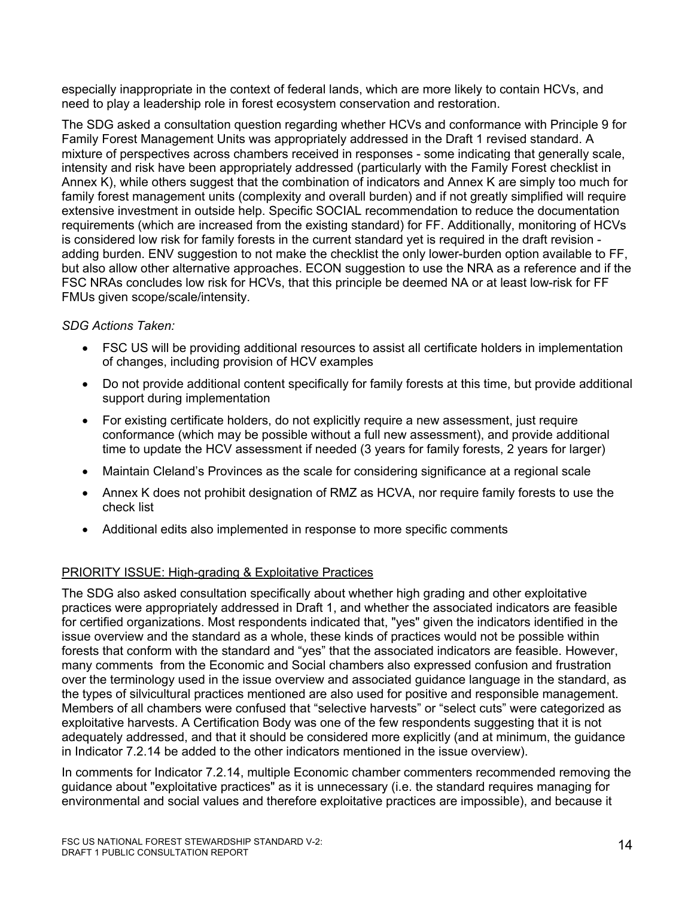especially inappropriate in the context of federal lands, which are more likely to contain HCVs, and need to play a leadership role in forest ecosystem conservation and restoration.

The SDG asked a consultation question regarding whether HCVs and conformance with Principle 9 for Family Forest Management Units was appropriately addressed in the Draft 1 revised standard. A mixture of perspectives across chambers received in responses - some indicating that generally scale, intensity and risk have been appropriately addressed (particularly with the Family Forest checklist in Annex K), while others suggest that the combination of indicators and Annex K are simply too much for family forest management units (complexity and overall burden) and if not greatly simplified will require extensive investment in outside help. Specific SOCIAL recommendation to reduce the documentation requirements (which are increased from the existing standard) for FF. Additionally, monitoring of HCVs is considered low risk for family forests in the current standard yet is required in the draft revision - adding burden. ENV suggestion to not make the checklist the only lower-burden option available to FF, but also allow other alternative approaches. ECON suggestion to use the NRA as a reference and if the FSC NRAs concludes low risk for HCVs, that this principle be deemed NA or at least low-risk for FF FMUs given scope/scale/intensity.

*SDG Actions Taken:*

- FSC US will be providing additional resources to assist all certificate holders in implementation of changes, including provision of HCV examples
- Do not provide additional content specifically for family forests at this time, but provide additional support during implementation
- For existing certificate holders, do not explicitly require a new assessment, just require conformance (which may be possible without a full new assessment), and provide additional time to update the HCV assessment if needed (3 years for family forests, 2 years for larger)
- Maintain Cleland's Provinces as the scale for considering significance at a regional scale
- Annex K does not prohibit designation of RMZ as HCVA, nor require family forests to use the check list
- Additional edits also implemented in response to more specific comments

<u>PRIORITY ISSUE: High-grading & Exploitative Practices</u>

The SDG also asked consultation specifically about whether high grading and other exploitative practices were appropriately addressed in Draft 1, and whether the associated indicators are feasible for certified organizations. Most respondents indicated that, "yes" given the indicators identified in the issue overview and the standard as a whole, these kinds of practices would not be possible within forests that conform with the standard and "yes" that the associated indicators are feasible. However, many comments from the Economic and Social chambers also expressed confusion and frustration over the terminology used in the issue overview and associated guidance language in the standard, as the types of silvicultural practices mentioned are also used for positive and responsible management. Members of all chambers were confused that "selective harvests" or "select cuts" were categorized as exploitative harvests. A Certification Body was one of the few respondents suggesting that it is not adequately addressed, and that it should be considered more explicitly (and at minimum, the guidance in Indicator 7.2.14 be added to the other indicators mentioned in the issue overview).

In comments for Indicator 7.2.14, multiple Economic chamber commenters recommended removing the guidance about "exploitative practices" as it is unnecessary (i.e. the standard requires managing for environmental and social values and therefore exploitative practices are impossible), and because it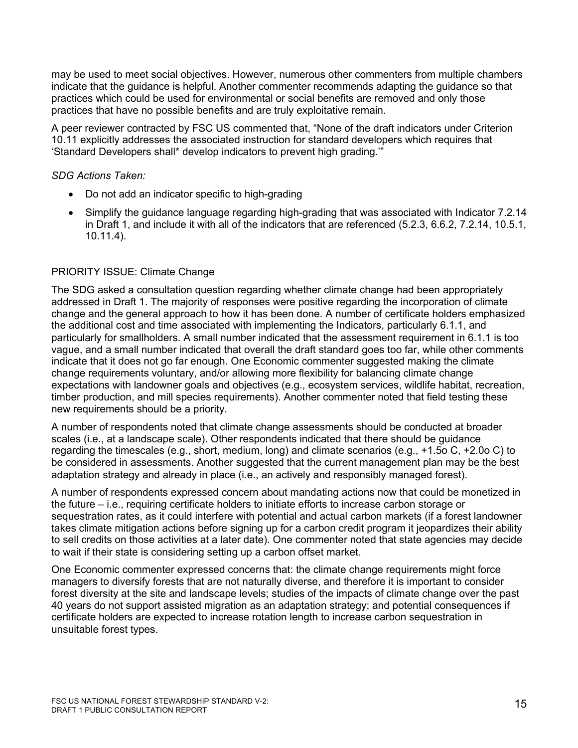may be used to meet social objectives. However, numerous other commenters from multiple chambers indicate that the guidance is helpful. Another commenter recommends adapting the guidance so that practices which could be used for environmental or social benefits are removed and only those practices that have no possible benefits and are truly exploitative remain.

A peer reviewer contracted by FSC US commented that, “None of the draft indicators under Criterion 10.11 explicitly addresses the associated instruction for standard developers which requires that ‘Standard Developers shall* develop indicators to prevent high grading.’”

*SDG Actions Taken:*

- Do not add an indicator specific to high-grading
- Simplify the guidance language regarding high-grading that was associated with Indicator 7.2.14 in Draft 1, and include it with all of the indicators that are referenced (5.2.3, 6.6.2, 7.2.14, 10.5.1, 10.11.4).

## PRIORITY ISSUE: Climate Change

The SDG asked a consultation question regarding whether climate change had been appropriately addressed in Draft 1. The majority of responses were positive regarding the incorporation of climate change and the general approach to how it has been done. A number of certificate holders emphasized the additional cost and time associated with implementing the Indicators, particularly 6.1.1, and particularly for smallholders. A small number indicated that the assessment requirement in 6.1.1 is too vague, and a small number indicated that overall the draft standard goes too far, while other comments indicate that it does not go far enough. One Economic commenter suggested making the climate change requirements voluntary, and/or allowing more flexibility for balancing climate change expectations with landowner goals and objectives (e.g., ecosystem services, wildlife habitat, recreation, timber production, and mill species requirements). Another commenter noted that field testing these new requirements should be a priority.

A number of respondents noted that climate change assessments should be conducted at broader scales (i.e., at a landscape scale). Other respondents indicated that there should be guidance regarding the timescales (e.g., short, medium, long) and climate scenarios (e.g., +1.5$^{o}$ C, +2.0$^{o}$ C) to be considered in assessments. Another suggested that the current management plan may be the best adaptation strategy and already in place (i.e., an actively and responsibly managed forest).

A number of respondents expressed concern about mandating actions now that could be monetized in the future – i.e., requiring certificate holders to initiate efforts to increase carbon storage or sequestration rates, as it could interfere with potential and actual carbon markets (if a forest landowner takes climate mitigation actions before signing up for a carbon credit program it jeopardizes their ability to sell credits on those activities at a later date). One commenter noted that state agencies may decide to wait if their state is considering setting up a carbon offset market.

One Economic commenter expressed concerns that: the climate change requirements might force managers to diversify forests that are not naturally diverse, and therefore it is important to consider forest diversity at the site and landscape levels; studies of the impacts of climate change over the past 40 years do not support assisted migration as an adaptation strategy; and potential consequences if certificate holders are expected to increase rotation length to increase carbon sequestration in unsuitable forest types.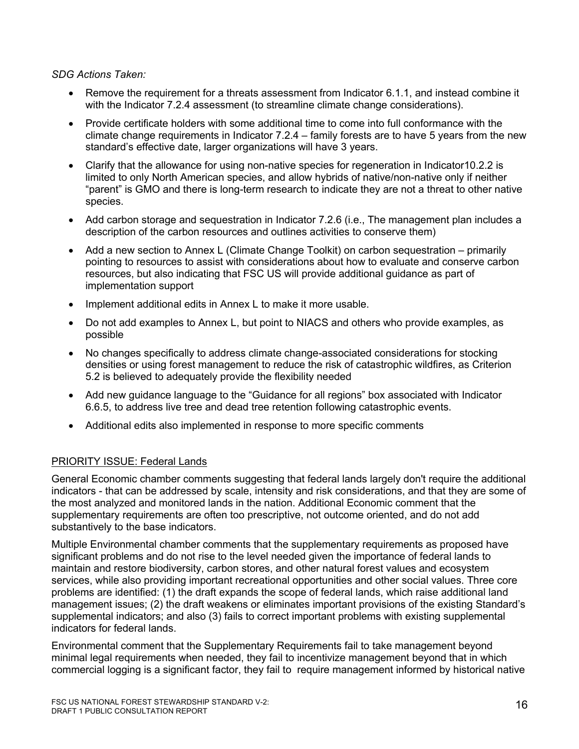*SDG Actions Taken:*

- Remove the requirement for a threats assessment from Indicator 6.1.1, and instead combine it with the Indicator 7.2.4 assessment (to streamline climate change considerations).
- Provide certificate holders with some additional time to come into full conformance with the climate change requirements in Indicator 7.2.4 – family forests are to have 5 years from the new standard's effective date, larger organizations will have 3 years.
- Clarify that the allowance for using non-native species for regeneration in Indicator10.2.2 is limited to only North American species, and allow hybrids of native/non-native only if neither "parent" is GMO and there is long-term research to indicate they are not a threat to other native species.
- Add carbon storage and sequestration in Indicator 7.2.6 (i.e., The management plan includes a description of the carbon resources and outlines activities to conserve them)
- Add a new section to Annex L (Climate Change Toolkit) on carbon sequestration – primarily pointing to resources to assist with considerations about how to evaluate and conserve carbon resources, but also indicating that FSC US will provide additional guidance as part of implementation support
- Implement additional edits in Annex L to make it more usable.
- Do not add examples to Annex L, but point to NIACS and others who provide examples, as possible
- No changes specifically to address climate change-associated considerations for stocking densities or using forest management to reduce the risk of catastrophic wildfires, as Criterion 5.2 is believed to adequately provide the flexibility needed
- Add new guidance language to the "Guidance for all regions" box associated with Indicator 6.6.5, to address live tree and dead tree retention following catastrophic events.
- Additional edits also implemented in response to more specific comments

<u>PRIORITY ISSUE: Federal Lands</u>

General Economic chamber comments suggesting that federal lands largely don't require the additional indicators - that can be addressed by scale, intensity and risk considerations, and that they are some of the most analyzed and monitored lands in the nation. Additional Economic comment that the supplementary requirements are often too prescriptive, not outcome oriented, and do not add substantively to the base indicators.

Multiple Environmental chamber comments that the supplementary requirements as proposed have significant problems and do not rise to the level needed given the importance of federal lands to maintain and restore biodiversity, carbon stores, and other natural forest values and ecosystem services, while also providing important recreational opportunities and other social values. Three core problems are identified: (1) the draft expands the scope of federal lands, which raise additional land management issues; (2) the draft weakens or eliminates important provisions of the existing Standard's supplemental indicators; and also (3) fails to correct important problems with existing supplemental indicators for federal lands.

Environmental comment that the Supplementary Requirements fail to take management beyond minimal legal requirements when needed, they fail to incentivize management beyond that in which commercial logging is a significant factor, they fail to require management informed by historical native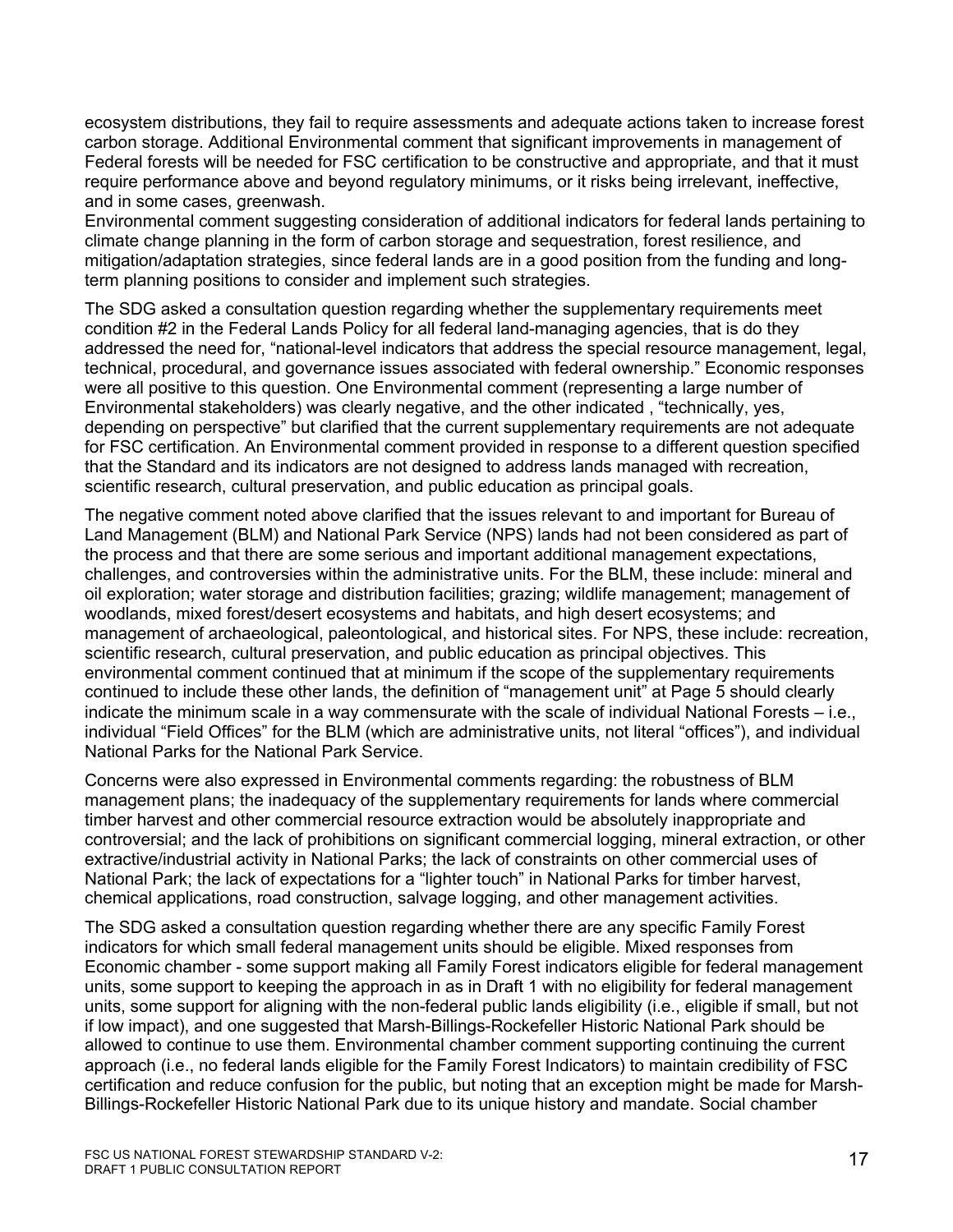ecosystem distributions, they fail to require assessments and adequate actions taken to increase forest carbon storage. Additional Environmental comment that significant improvements in management of Federal forests will be needed for FSC certification to be constructive and appropriate, and that it must require performance above and beyond regulatory minimums, or it risks being irrelevant, ineffective, and in some cases, greenwash.
Environmental comment suggesting consideration of additional indicators for federal lands pertaining to climate change planning in the form of carbon storage and sequestration, forest resilience, and mitigation/adaptation strategies, since federal lands are in a good position from the funding and long-term planning positions to consider and implement such strategies.

The SDG asked a consultation question regarding whether the supplementary requirements meet condition #2 in the Federal Lands Policy for all federal land-managing agencies, that is do they addressed the need for, "national-level indicators that address the special resource management, legal, technical, procedural, and governance issues associated with federal ownership." Economic responses were all positive to this question. One Environmental comment (representing a large number of Environmental stakeholders) was clearly negative, and the other indicated , "technically, yes, depending on perspective" but clarified that the current supplementary requirements are not adequate for FSC certification. An Environmental comment provided in response to a different question specified that the Standard and its indicators are not designed to address lands managed with recreation, scientific research, cultural preservation, and public education as principal goals.

The negative comment noted above clarified that the issues relevant to and important for Bureau of Land Management (BLM) and National Park Service (NPS) lands had not been considered as part of the process and that there are some serious and important additional management expectations, challenges, and controversies within the administrative units. For the BLM, these include: mineral and oil exploration; water storage and distribution facilities; grazing; wildlife management; management of woodlands, mixed forest/desert ecosystems and habitats, and high desert ecosystems; and management of archaeological, paleontological, and historical sites. For NPS, these include: recreation, scientific research, cultural preservation, and public education as principal objectives. This environmental comment continued that at minimum if the scope of the supplementary requirements continued to include these other lands, the definition of "management unit" at Page 5 should clearly indicate the minimum scale in a way commensurate with the scale of individual National Forests – i.e., individual "Field Offices" for the BLM (which are administrative units, not literal "offices"), and individual National Parks for the National Park Service.

Concerns were also expressed in Environmental comments regarding: the robustness of BLM management plans; the inadequacy of the supplementary requirements for lands where commercial timber harvest and other commercial resource extraction would be absolutely inappropriate and controversial; and the lack of prohibitions on significant commercial logging, mineral extraction, or other extractive/industrial activity in National Parks; the lack of constraints on other commercial uses of National Park; the lack of expectations for a "lighter touch" in National Parks for timber harvest, chemical applications, road construction, salvage logging, and other management activities.

The SDG asked a consultation question regarding whether there are any specific Family Forest indicators for which small federal management units should be eligible. Mixed responses from Economic chamber - some support making all Family Forest indicators eligible for federal management units, some support to keeping the approach in as in Draft 1 with no eligibility for federal management units, some support for aligning with the non-federal public lands eligibility (i.e., eligible if small, but not if low impact), and one suggested that Marsh-Billings-Rockefeller Historic National Park should be allowed to continue to use them. Environmental chamber comment supporting continuing the current approach (i.e., no federal lands eligible for the Family Forest Indicators) to maintain credibility of FSC certification and reduce confusion for the public, but noting that an exception might be made for Marsh-Billings-Rockefeller Historic National Park due to its unique history and mandate. Social chamber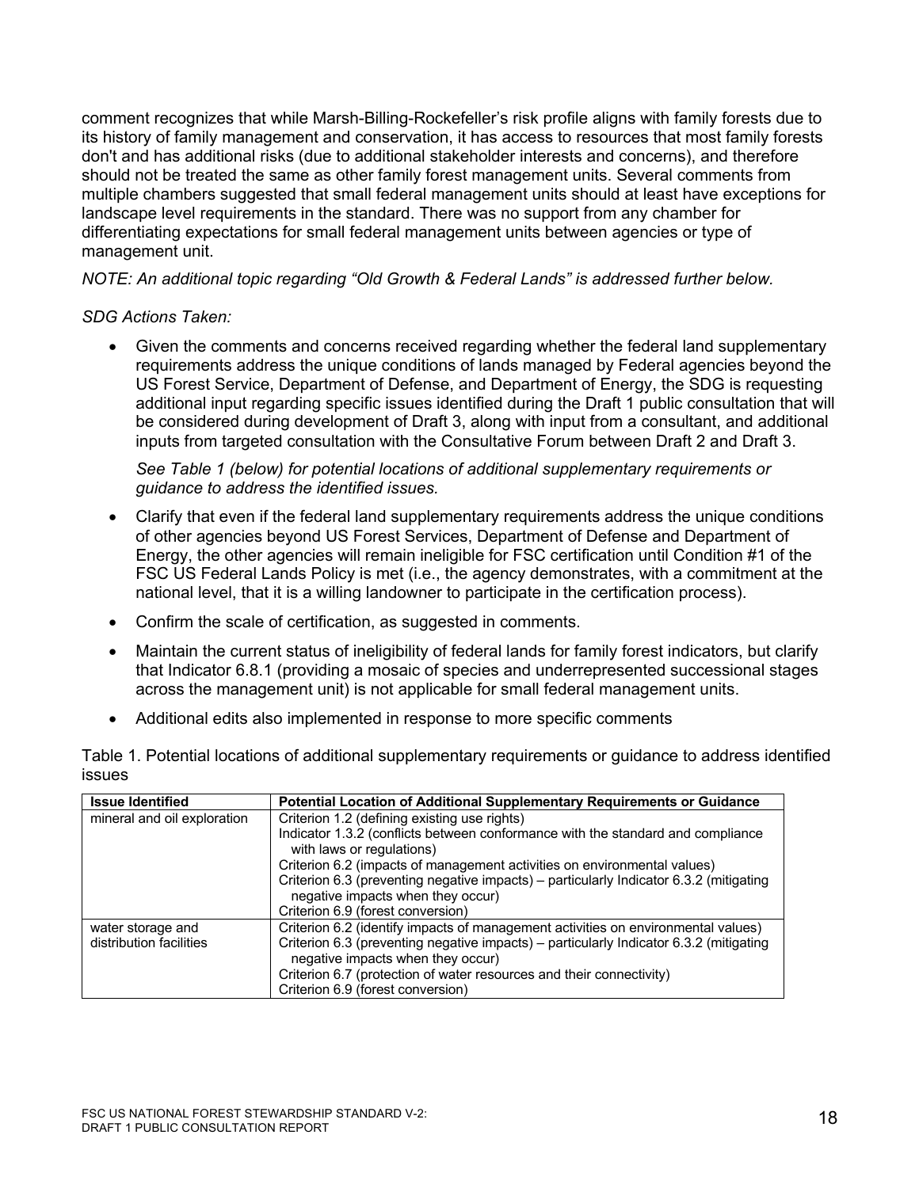comment recognizes that while Marsh-Billing-Rockefeller's risk profile aligns with family forests due to its history of family management and conservation, it has access to resources that most family forests don't and has additional risks (due to additional stakeholder interests and concerns), and therefore should not be treated the same as other family forest management units. Several comments from multiple chambers suggested that small federal management units should at least have exceptions for landscape level requirements in the standard. There was no support from any chamber for differentiating expectations for small federal management units between agencies or type of management unit.

*NOTE: An additional topic regarding "Old Growth & Federal Lands" is addressed further below.*

*SDG Actions Taken:*

- Given the comments and concerns received regarding whether the federal land supplementary requirements address the unique conditions of lands managed by Federal agencies beyond the US Forest Service, Department of Defense, and Department of Energy, the SDG is requesting additional input regarding specific issues identified during the Draft 1 public consultation that will be considered during development of Draft 3, along with input from a consultant, and additional inputs from targeted consultation with the Consultative Forum between Draft 2 and Draft 3.

  *See Table 1 (below) for potential locations of additional supplementary requirements or guidance to address the identified issues.*

- Clarify that even if the federal land supplementary requirements address the unique conditions of other agencies beyond US Forest Services, Department of Defense and Department of Energy, the other agencies will remain ineligible for FSC certification until Condition #1 of the FSC US Federal Lands Policy is met (i.e., the agency demonstrates, with a commitment at the national level, that it is a willing landowner to participate in the certification process).

- Confirm the scale of certification, as suggested in comments.

- Maintain the current status of ineligibility of federal lands for family forest indicators, but clarify that Indicator 6.8.1 (providing a mosaic of species and underrepresented successional stages across the management unit) is not applicable for small federal management units.

- Additional edits also implemented in response to more specific comments

Table 1. Potential locations of additional supplementary requirements or guidance to address identified issues

| Issue Identified | Potential Location of Additional Supplementary Requirements or Guidance |
|---|---|
| mineral and oil exploration | Criterion 1.2 (defining existing use rights)<br>Indicator 1.3.2 (conflicts between conformance with the standard and compliance with laws or regulations)<br>Criterion 6.2 (impacts of management activities on environmental values)<br>Criterion 6.3 (preventing negative impacts) – particularly Indicator 6.3.2 (mitigating negative impacts when they occur)<br>Criterion 6.9 (forest conversion) |
| water storage and distribution facilities | Criterion 6.2 (identify impacts of management activities on environmental values)<br>Criterion 6.3 (preventing negative impacts) – particularly Indicator 6.3.2 (mitigating negative impacts when they occur)<br>Criterion 6.7 (protection of water resources and their connectivity)<br>Criterion 6.9 (forest conversion) |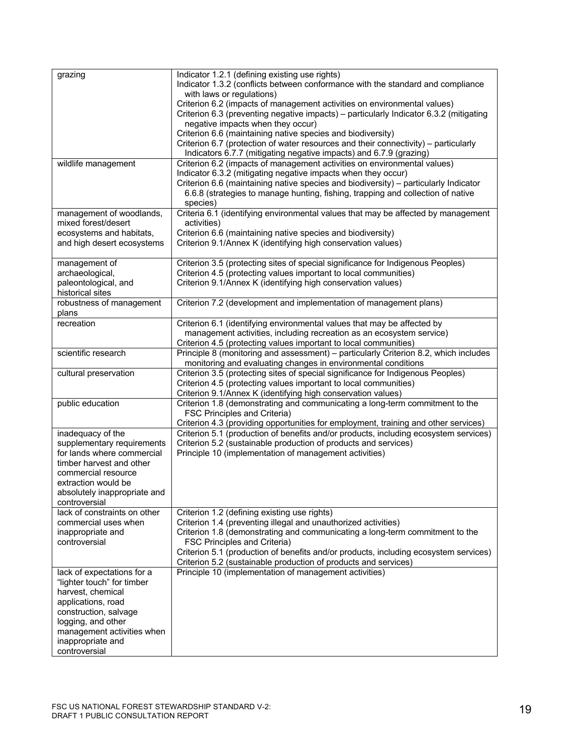| | |
|---|---|
| grazing | Indicator 1.2.1 (defining existing use rights)<br>Indicator 1.3.2 (conflicts between conformance with the standard and compliance with laws or regulations)<br>Criterion 6.2 (impacts of management activities on environmental values)<br>Criterion 6.3 (preventing negative impacts) – particularly Indicator 6.3.2 (mitigating negative impacts when they occur)<br>Criterion 6.6 (maintaining native species and biodiversity)<br>Criterion 6.7 (protection of water resources and their connectivity) – particularly Indicators 6.7.7 (mitigating negative impacts) and 6.7.9 (grazing) |
| wildlife management | Criterion 6.2 (impacts of management activities on environmental values)<br>Indicator 6.3.2 (mitigating negative impacts when they occur)<br>Criterion 6.6 (maintaining native species and biodiversity) – particularly Indicator 6.6.8 (strategies to manage hunting, fishing, trapping and collection of native species) |
| management of woodlands, mixed forest/desert ecosystems and habitats, and high desert ecosystems | Criteria 6.1 (identifying environmental values that may be affected by management activities)<br>Criterion 6.6 (maintaining native species and biodiversity)<br>Criterion 9.1/Annex K (identifying high conservation values) |
| management of archaeological, paleontological, and historical sites | Criterion 3.5 (protecting sites of special significance for Indigenous Peoples)<br>Criterion 4.5 (protecting values important to local communities)<br>Criterion 9.1/Annex K (identifying high conservation values) |
| robustness of management plans | Criterion 7.2 (development and implementation of management plans) |
| recreation | Criterion 6.1 (identifying environmental values that may be affected by management activities, including recreation as an ecosystem service)<br>Criterion 4.5 (protecting values important to local communities) |
| scientific research | Principle 8 (monitoring and assessment) – particularly Criterion 8.2, which includes monitoring and evaluating changes in environmental conditions |
| cultural preservation | Criterion 3.5 (protecting sites of special significance for Indigenous Peoples)<br>Criterion 4.5 (protecting values important to local communities)<br>Criterion 9.1/Annex K (identifying high conservation values) |
| public education | Criterion 1.8 (demonstrating and communicating a long-term commitment to the FSC Principles and Criteria)<br>Criterion 4.3 (providing opportunities for employment, training and other services) |
| inadequacy of the supplementary requirements for lands where commercial timber harvest and other commercial resource extraction would be absolutely inappropriate and controversial | Criterion 5.1 (production of benefits and/or products, including ecosystem services)<br>Criterion 5.2 (sustainable production of products and services)<br>Principle 10 (implementation of management activities) |
| lack of constraints on other commercial uses when inappropriate and controversial | Criterion 1.2 (defining existing use rights)<br>Criterion 1.4 (preventing illegal and unauthorized activities)<br>Criterion 1.8 (demonstrating and communicating a long-term commitment to the FSC Principles and Criteria)<br>Criterion 5.1 (production of benefits and/or products, including ecosystem services)<br>Criterion 5.2 (sustainable production of products and services) |
| lack of expectations for a "lighter touch" for timber harvest, chemical applications, road construction, salvage logging, and other management activities when inappropriate and controversial | Principle 10 (implementation of management activities) |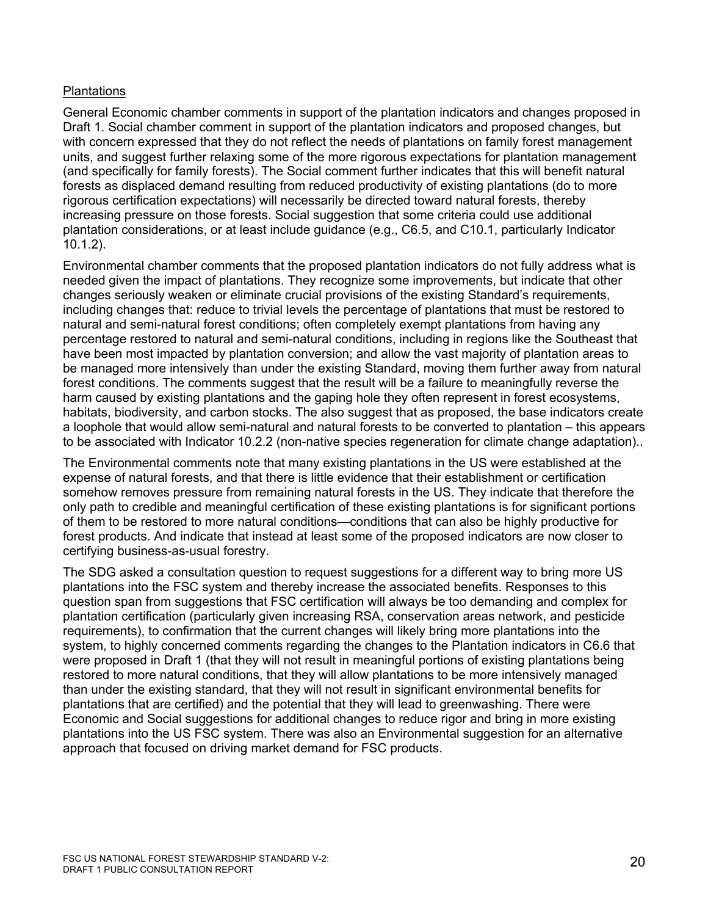Plantations

General Economic chamber comments in support of the plantation indicators and changes proposed in Draft 1. Social chamber comment in support of the plantation indicators and proposed changes, but with concern expressed that they do not reflect the needs of plantations on family forest management units, and suggest further relaxing some of the more rigorous expectations for plantation management (and specifically for family forests). The Social comment further indicates that this will benefit natural forests as displaced demand resulting from reduced productivity of existing plantations (do to more rigorous certification expectations) will necessarily be directed toward natural forests, thereby increasing pressure on those forests. Social suggestion that some criteria could use additional plantation considerations, or at least include guidance (e.g., C6.5, and C10.1, particularly Indicator 10.1.2).

Environmental chamber comments that the proposed plantation indicators do not fully address what is needed given the impact of plantations. They recognize some improvements, but indicate that other changes seriously weaken or eliminate crucial provisions of the existing Standard's requirements, including changes that: reduce to trivial levels the percentage of plantations that must be restored to natural and semi-natural forest conditions; often completely exempt plantations from having any percentage restored to natural and semi-natural conditions, including in regions like the Southeast that have been most impacted by plantation conversion; and allow the vast majority of plantation areas to be managed more intensively than under the existing Standard, moving them further away from natural forest conditions. The comments suggest that the result will be a failure to meaningfully reverse the harm caused by existing plantations and the gaping hole they often represent in forest ecosystems, habitats, biodiversity, and carbon stocks. The also suggest that as proposed, the base indicators create a loophole that would allow semi-natural and natural forests to be converted to plantation – this appears to be associated with Indicator 10.2.2 (non-native species regeneration for climate change adaptation)..

The Environmental comments note that many existing plantations in the US were established at the expense of natural forests, and that there is little evidence that their establishment or certification somehow removes pressure from remaining natural forests in the US. They indicate that therefore the only path to credible and meaningful certification of these existing plantations is for significant portions of them to be restored to more natural conditions—conditions that can also be highly productive for forest products. And indicate that instead at least some of the proposed indicators are now closer to certifying business-as-usual forestry.

The SDG asked a consultation question to request suggestions for a different way to bring more US plantations into the FSC system and thereby increase the associated benefits. Responses to this question span from suggestions that FSC certification will always be too demanding and complex for plantation certification (particularly given increasing RSA, conservation areas network, and pesticide requirements), to confirmation that the current changes will likely bring more plantations into the system, to highly concerned comments regarding the changes to the Plantation indicators in C6.6 that were proposed in Draft 1 (that they will not result in meaningful portions of existing plantations being restored to more natural conditions, that they will allow plantations to be more intensively managed than under the existing standard, that they will not result in significant environmental benefits for plantations that are certified) and the potential that they will lead to greenwashing. There were Economic and Social suggestions for additional changes to reduce rigor and bring in more existing plantations into the US FSC system. There was also an Environmental suggestion for an alternative approach that focused on driving market demand for FSC products.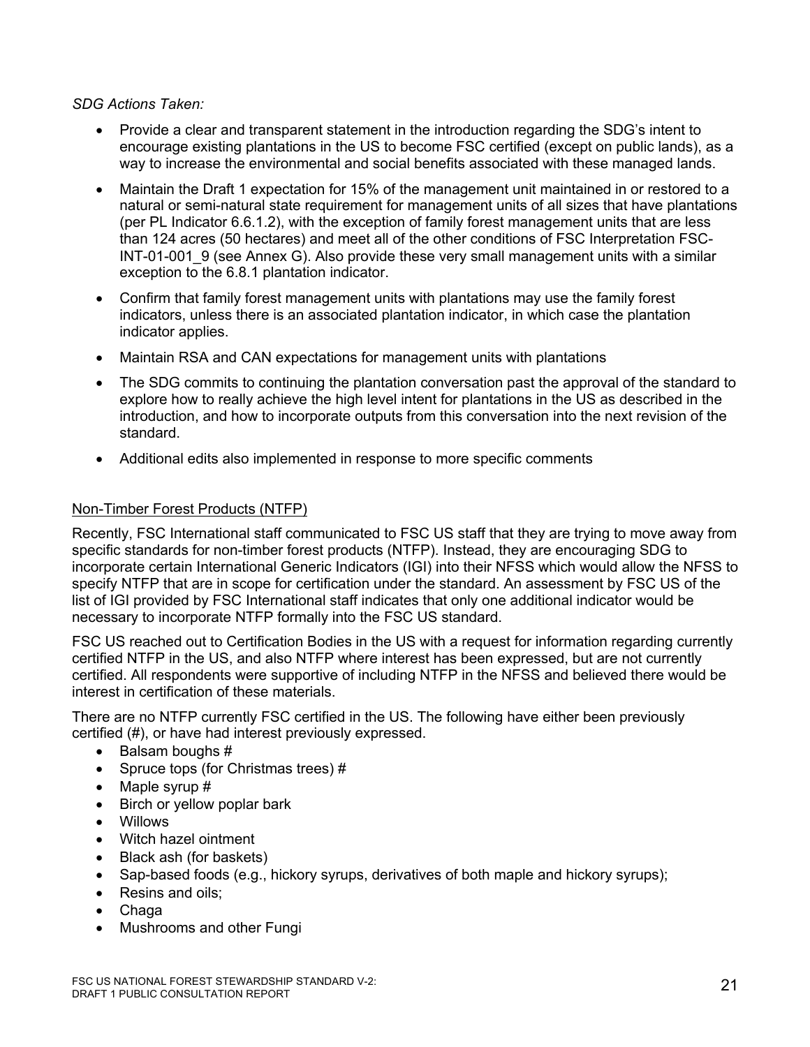*SDG Actions Taken:*

- Provide a clear and transparent statement in the introduction regarding the SDG's intent to encourage existing plantations in the US to become FSC certified (except on public lands), as a way to increase the environmental and social benefits associated with these managed lands.
- Maintain the Draft 1 expectation for 15% of the management unit maintained in or restored to a natural or semi-natural state requirement for management units of all sizes that have plantations (per PL Indicator 6.6.1.2), with the exception of family forest management units that are less than 124 acres (50 hectares) and meet all of the other conditions of FSC Interpretation FSC-INT-01-001_9 (see Annex G). Also provide these very small management units with a similar exception to the 6.8.1 plantation indicator.
- Confirm that family forest management units with plantations may use the family forest indicators, unless there is an associated plantation indicator, in which case the plantation indicator applies.
- Maintain RSA and CAN expectations for management units with plantations
- The SDG commits to continuing the plantation conversation past the approval of the standard to explore how to really achieve the high level intent for plantations in the US as described in the introduction, and how to incorporate outputs from this conversation into the next revision of the standard.
- Additional edits also implemented in response to more specific comments

## Non-Timber Forest Products (NTFP)

Recently, FSC International staff communicated to FSC US staff that they are trying to move away from specific standards for non-timber forest products (NTFP). Instead, they are encouraging SDG to incorporate certain International Generic Indicators (IGI) into their NFSS which would allow the NFSS to specify NTFP that are in scope for certification under the standard. An assessment by FSC US of the list of IGI provided by FSC International staff indicates that only one additional indicator would be necessary to incorporate NTFP formally into the FSC US standard.

FSC US reached out to Certification Bodies in the US with a request for information regarding currently certified NTFP in the US, and also NTFP where interest has been expressed, but are not currently certified. All respondents were supportive of including NTFP in the NFSS and believed there would be interest in certification of these materials.

There are no NTFP currently FSC certified in the US. The following have either been previously certified (#), or have had interest previously expressed.

- Balsam boughs #
- Spruce tops (for Christmas trees) #
- Maple syrup #
- Birch or yellow poplar bark
- Willows
- Witch hazel ointment
- Black ash (for baskets)
- Sap-based foods (e.g., hickory syrups, derivatives of both maple and hickory syrups);
- Resins and oils;
- Chaga
- Mushrooms and other Fungi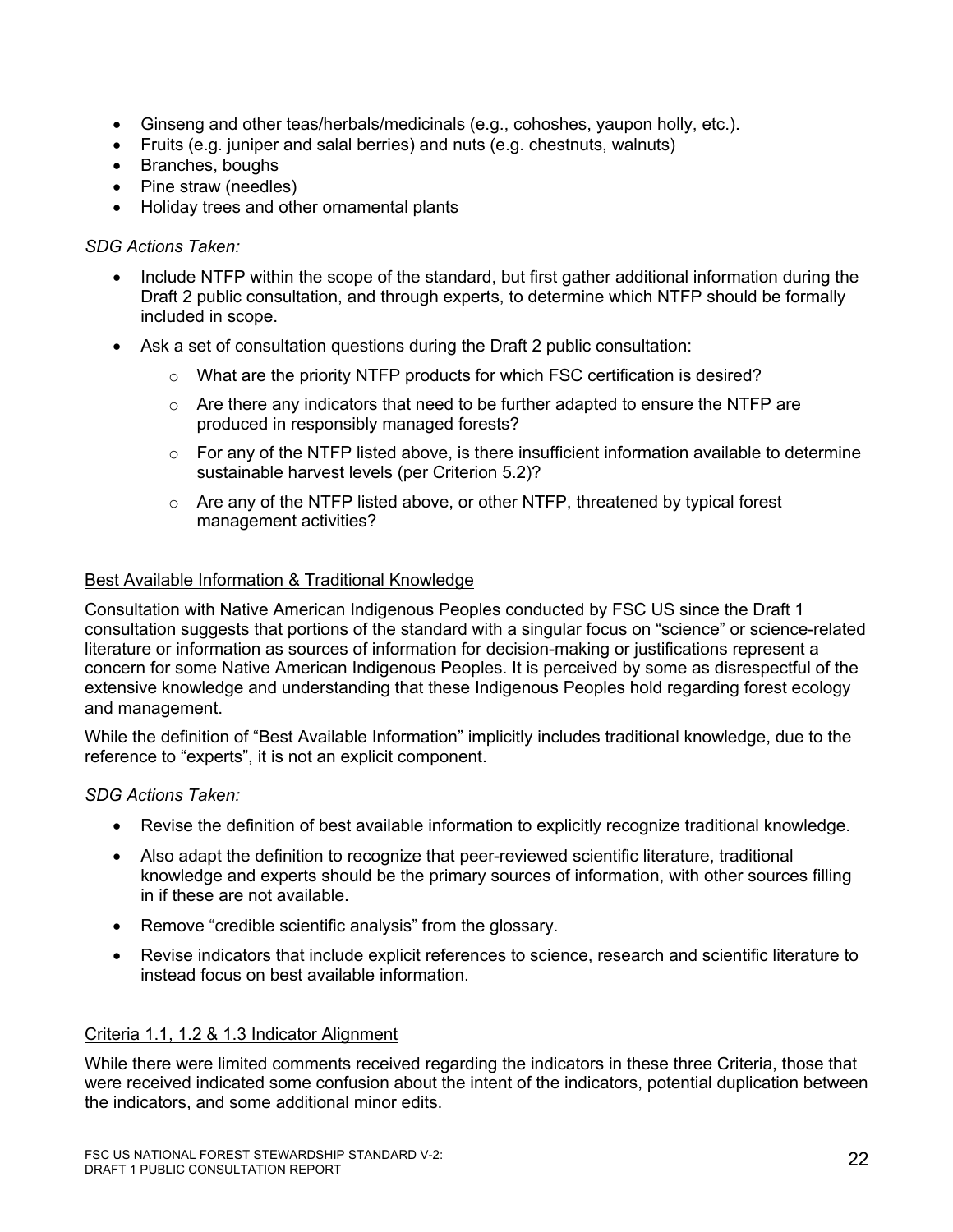- Ginseng and other teas/herbals/medicinals (e.g., cohoshes, yaupon holly, etc.).
- Fruits (e.g. juniper and salal berries) and nuts (e.g. chestnuts, walnuts)
- Branches, boughs
- Pine straw (needles)
- Holiday trees and other ornamental plants

*SDG Actions Taken:*

- Include NTFP within the scope of the standard, but first gather additional information during the Draft 2 public consultation, and through experts, to determine which NTFP should be formally included in scope.
- Ask a set of consultation questions during the Draft 2 public consultation:
    - What are the priority NTFP products for which FSC certification is desired?
    - Are there any indicators that need to be further adapted to ensure the NTFP are produced in responsibly managed forests?
    - For any of the NTFP listed above, is there insufficient information available to determine sustainable harvest levels (per Criterion 5.2)?
    - Are any of the NTFP listed above, or other NTFP, threatened by typical forest management activities?

<u>Best Available Information & Traditional Knowledge</u>

Consultation with Native American Indigenous Peoples conducted by FSC US since the Draft 1 consultation suggests that portions of the standard with a singular focus on "science" or science-related literature or information as sources of information for decision-making or justifications represent a concern for some Native American Indigenous Peoples. It is perceived by some as disrespectful of the extensive knowledge and understanding that these Indigenous Peoples hold regarding forest ecology and management.

While the definition of "Best Available Information" implicitly includes traditional knowledge, due to the reference to "experts", it is not an explicit component.

*SDG Actions Taken:*

- Revise the definition of best available information to explicitly recognize traditional knowledge.
- Also adapt the definition to recognize that peer-reviewed scientific literature, traditional knowledge and experts should be the primary sources of information, with other sources filling in if these are not available.
- Remove "credible scientific analysis" from the glossary.
- Revise indicators that include explicit references to science, research and scientific literature to instead focus on best available information.

<u>Criteria 1.1, 1.2 & 1.3 Indicator Alignment</u>

While there were limited comments received regarding the indicators in these three Criteria, those that were received indicated some confusion about the intent of the indicators, potential duplication between the indicators, and some additional minor edits.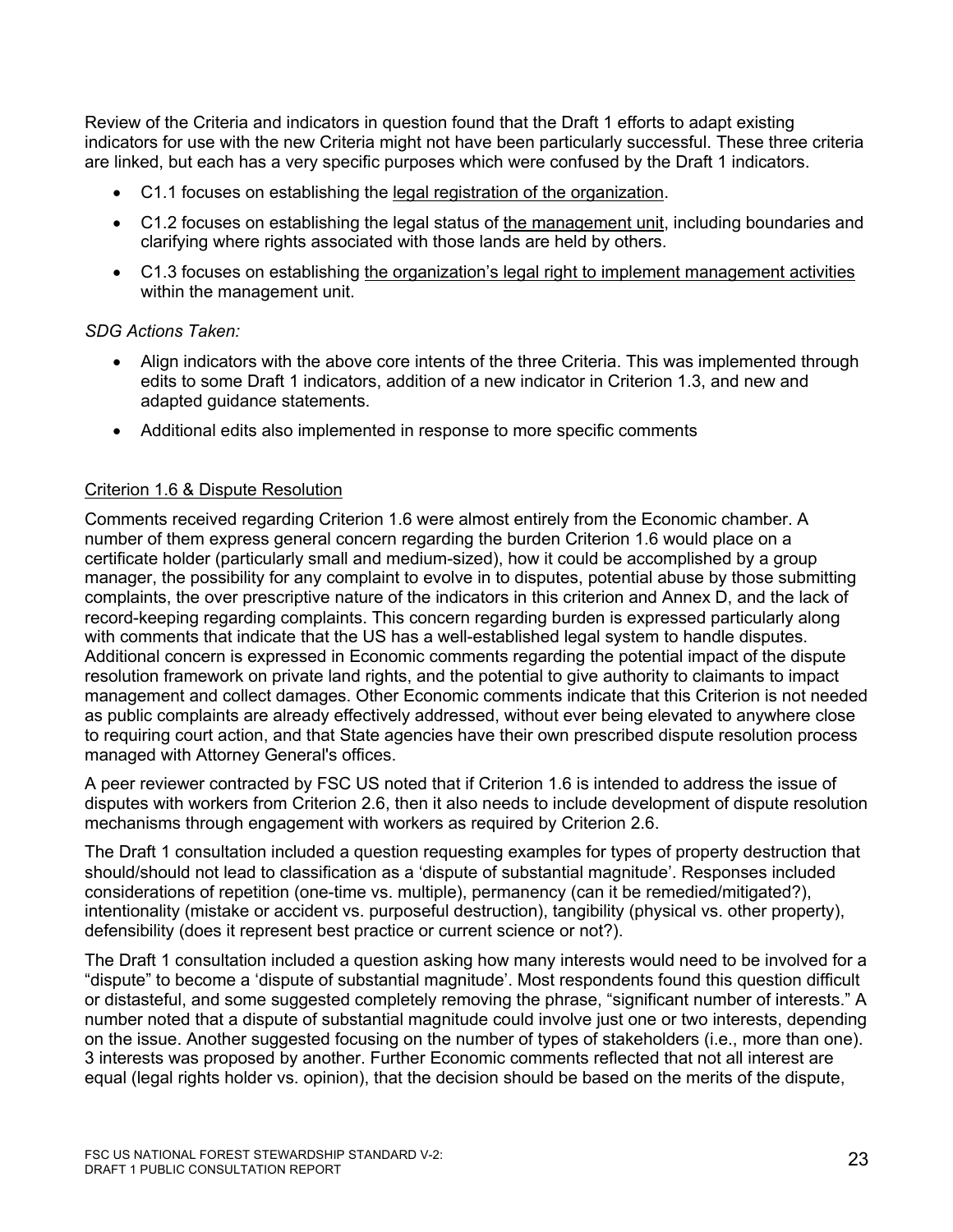Review of the Criteria and indicators in question found that the Draft 1 efforts to adapt existing indicators for use with the new Criteria might not have been particularly successful. These three criteria are linked, but each has a very specific purposes which were confused by the Draft 1 indicators.

- C1.1 focuses on establishing the <u>legal registration of the organization</u>.
- C1.2 focuses on establishing the legal status of <u>the management unit</u>, including boundaries and clarifying where rights associated with those lands are held by others.
- C1.3 focuses on establishing <u>the organization's legal right to implement management activities</u> within the management unit.

*SDG Actions Taken:*

- Align indicators with the above core intents of the three Criteria. This was implemented through edits to some Draft 1 indicators, addition of a new indicator in Criterion 1.3, and new and adapted guidance statements.
- Additional edits also implemented in response to more specific comments

<u>Criterion 1.6 & Dispute Resolution</u>

Comments received regarding Criterion 1.6 were almost entirely from the Economic chamber. A number of them express general concern regarding the burden Criterion 1.6 would place on a certificate holder (particularly small and medium-sized), how it could be accomplished by a group manager, the possibility for any complaint to evolve in to disputes, potential abuse by those submitting complaints, the over prescriptive nature of the indicators in this criterion and Annex D, and the lack of record-keeping regarding complaints. This concern regarding burden is expressed particularly along with comments that indicate that the US has a well-established legal system to handle disputes. Additional concern is expressed in Economic comments regarding the potential impact of the dispute resolution framework on private land rights, and the potential to give authority to claimants to impact management and collect damages. Other Economic comments indicate that this Criterion is not needed as public complaints are already effectively addressed, without ever being elevated to anywhere close to requiring court action, and that State agencies have their own prescribed dispute resolution process managed with Attorney General's offices.

A peer reviewer contracted by FSC US noted that if Criterion 1.6 is intended to address the issue of disputes with workers from Criterion 2.6, then it also needs to include development of dispute resolution mechanisms through engagement with workers as required by Criterion 2.6.

The Draft 1 consultation included a question requesting examples for types of property destruction that should/should not lead to classification as a 'dispute of substantial magnitude'. Responses included considerations of repetition (one-time vs. multiple), permanency (can it be remedied/mitigated?), intentionality (mistake or accident vs. purposeful destruction), tangibility (physical vs. other property), defensibility (does it represent best practice or current science or not?).

The Draft 1 consultation included a question asking how many interests would need to be involved for a "dispute" to become a 'dispute of substantial magnitude'. Most respondents found this question difficult or distasteful, and some suggested completely removing the phrase, "significant number of interests." A number noted that a dispute of substantial magnitude could involve just one or two interests, depending on the issue. Another suggested focusing on the number of types of stakeholders (i.e., more than one). 3 interests was proposed by another. Further Economic comments reflected that not all interest are equal (legal rights holder vs. opinion), that the decision should be based on the merits of the dispute,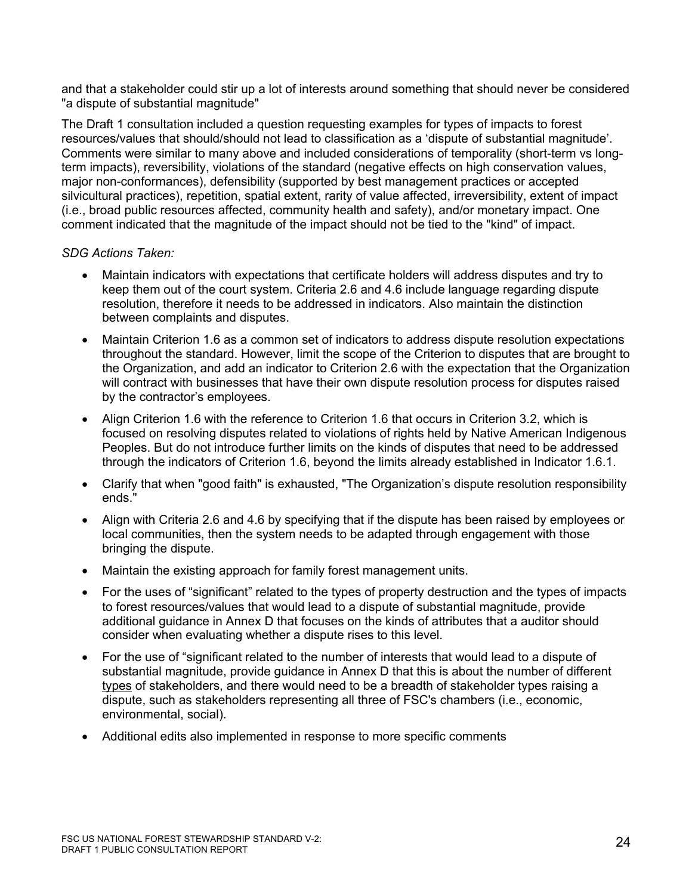and that a stakeholder could stir up a lot of interests around something that should never be considered "a dispute of substantial magnitude"

The Draft 1 consultation included a question requesting examples for types of impacts to forest resources/values that should/should not lead to classification as a 'dispute of substantial magnitude'. Comments were similar to many above and included considerations of temporality (short-term vs long-term impacts), reversibility, violations of the standard (negative effects on high conservation values, major non-conformances), defensibility (supported by best management practices or accepted silvicultural practices), repetition, spatial extent, rarity of value affected, irreversibility, extent of impact (i.e., broad public resources affected, community health and safety), and/or monetary impact. One comment indicated that the magnitude of the impact should not be tied to the "kind" of impact.

*SDG Actions Taken:*

- Maintain indicators with expectations that certificate holders will address disputes and try to keep them out of the court system. Criteria 2.6 and 4.6 include language regarding dispute resolution, therefore it needs to be addressed in indicators. Also maintain the distinction between complaints and disputes.
- Maintain Criterion 1.6 as a common set of indicators to address dispute resolution expectations throughout the standard. However, limit the scope of the Criterion to disputes that are brought to the Organization, and add an indicator to Criterion 2.6 with the expectation that the Organization will contract with businesses that have their own dispute resolution process for disputes raised by the contractor's employees.
- Align Criterion 1.6 with the reference to Criterion 1.6 that occurs in Criterion 3.2, which is focused on resolving disputes related to violations of rights held by Native American Indigenous Peoples. But do not introduce further limits on the kinds of disputes that need to be addressed through the indicators of Criterion 1.6, beyond the limits already established in Indicator 1.6.1.
- Clarify that when "good faith" is exhausted, "The Organization's dispute resolution responsibility ends."
- Align with Criteria 2.6 and 4.6 by specifying that if the dispute has been raised by employees or local communities, then the system needs to be adapted through engagement with those bringing the dispute.
- Maintain the existing approach for family forest management units.
- For the uses of "significant" related to the types of property destruction and the types of impacts to forest resources/values that would lead to a dispute of substantial magnitude, provide additional guidance in Annex D that focuses on the kinds of attributes that a auditor should consider when evaluating whether a dispute rises to this level.
- For the use of "significant related to the number of interests that would lead to a dispute of substantial magnitude, provide guidance in Annex D that this is about the number of different <u>types</u> of stakeholders, and there would need to be a breadth of stakeholder types raising a dispute, such as stakeholders representing all three of FSC's chambers (i.e., economic, environmental, social).
- Additional edits also implemented in response to more specific comments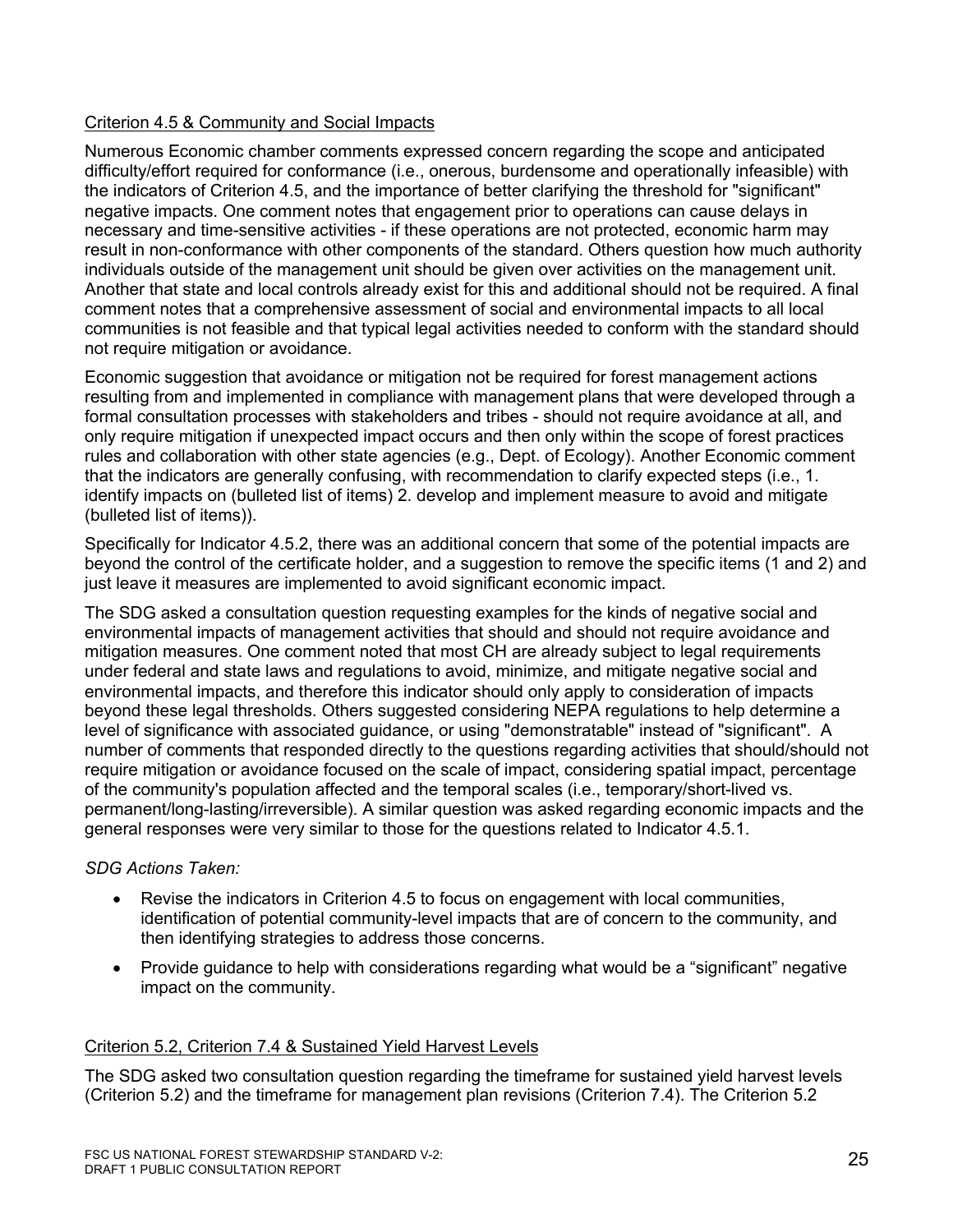### Criterion 4.5 & Community and Social Impacts

Numerous Economic chamber comments expressed concern regarding the scope and anticipated difficulty/effort required for conformance (i.e., onerous, burdensome and operationally infeasible) with the indicators of Criterion 4.5, and the importance of better clarifying the threshold for "significant" negative impacts. One comment notes that engagement prior to operations can cause delays in necessary and time-sensitive activities - if these operations are not protected, economic harm may result in non-conformance with other components of the standard. Others question how much authority individuals outside of the management unit should be given over activities on the management unit. Another that state and local controls already exist for this and additional should not be required. A final comment notes that a comprehensive assessment of social and environmental impacts to all local communities is not feasible and that typical legal activities needed to conform with the standard should not require mitigation or avoidance.

Economic suggestion that avoidance or mitigation not be required for forest management actions resulting from and implemented in compliance with management plans that were developed through a formal consultation processes with stakeholders and tribes - should not require avoidance at all, and only require mitigation if unexpected impact occurs and then only within the scope of forest practices rules and collaboration with other state agencies (e.g., Dept. of Ecology). Another Economic comment that the indicators are generally confusing, with recommendation to clarify expected steps (i.e., 1. identify impacts on (bulleted list of items) 2. develop and implement measure to avoid and mitigate (bulleted list of items)).

Specifically for Indicator 4.5.2, there was an additional concern that some of the potential impacts are beyond the control of the certificate holder, and a suggestion to remove the specific items (1 and 2) and just leave it measures are implemented to avoid significant economic impact.

The SDG asked a consultation question requesting examples for the kinds of negative social and environmental impacts of management activities that should and should not require avoidance and mitigation measures. One comment noted that most CH are already subject to legal requirements under federal and state laws and regulations to avoid, minimize, and mitigate negative social and environmental impacts, and therefore this indicator should only apply to consideration of impacts beyond these legal thresholds. Others suggested considering NEPA regulations to help determine a level of significance with associated guidance, or using "demonstratable" instead of "significant". A number of comments that responded directly to the questions regarding activities that should/should not require mitigation or avoidance focused on the scale of impact, considering spatial impact, percentage of the community's population affected and the temporal scales (i.e., temporary/short-lived vs. permanent/long-lasting/irreversible). A similar question was asked regarding economic impacts and the general responses were very similar to those for the questions related to Indicator 4.5.1.

*SDG Actions Taken:*

- Revise the indicators in Criterion 4.5 to focus on engagement with local communities, identification of potential community-level impacts that are of concern to the community, and then identifying strategies to address those concerns.
- Provide guidance to help with considerations regarding what would be a “significant” negative impact on the community.

### Criterion 5.2, Criterion 7.4 & Sustained Yield Harvest Levels

The SDG asked two consultation question regarding the timeframe for sustained yield harvest levels (Criterion 5.2) and the timeframe for management plan revisions (Criterion 7.4). The Criterion 5.2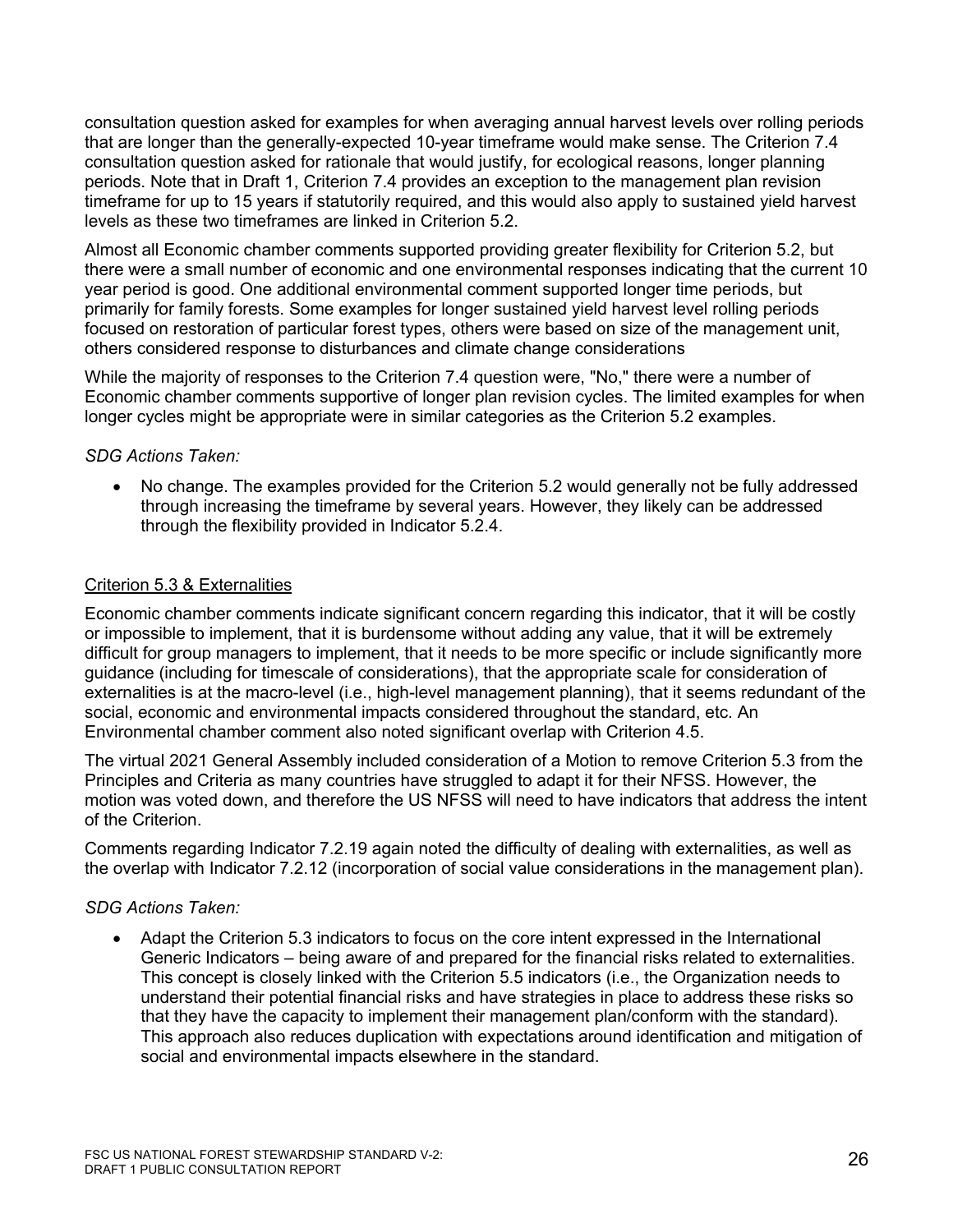consultation question asked for examples for when averaging annual harvest levels over rolling periods that are longer than the generally-expected 10-year timeframe would make sense. The Criterion 7.4 consultation question asked for rationale that would justify, for ecological reasons, longer planning periods. Note that in Draft 1, Criterion 7.4 provides an exception to the management plan revision timeframe for up to 15 years if statutorily required, and this would also apply to sustained yield harvest levels as these two timeframes are linked in Criterion 5.2.

Almost all Economic chamber comments supported providing greater flexibility for Criterion 5.2, but there were a small number of economic and one environmental responses indicating that the current 10 year period is good. One additional environmental comment supported longer time periods, but primarily for family forests. Some examples for longer sustained yield harvest level rolling periods focused on restoration of particular forest types, others were based on size of the management unit, others considered response to disturbances and climate change considerations

While the majority of responses to the Criterion 7.4 question were, "No," there were a number of Economic chamber comments supportive of longer plan revision cycles. The limited examples for when longer cycles might be appropriate were in similar categories as the Criterion 5.2 examples.

*SDG Actions Taken:*

- No change. The examples provided for the Criterion 5.2 would generally not be fully addressed through increasing the timeframe by several years. However, they likely can be addressed through the flexibility provided in Indicator 5.2.4.

## Criterion 5.3 & Externalities

Economic chamber comments indicate significant concern regarding this indicator, that it will be costly or impossible to implement, that it is burdensome without adding any value, that it will be extremely difficult for group managers to implement, that it needs to be more specific or include significantly more guidance (including for timescale of considerations), that the appropriate scale for consideration of externalities is at the macro-level (i.e., high-level management planning), that it seems redundant of the social, economic and environmental impacts considered throughout the standard, etc. An Environmental chamber comment also noted significant overlap with Criterion 4.5.

The virtual 2021 General Assembly included consideration of a Motion to remove Criterion 5.3 from the Principles and Criteria as many countries have struggled to adapt it for their NFSS. However, the motion was voted down, and therefore the US NFSS will need to have indicators that address the intent of the Criterion.

Comments regarding Indicator 7.2.19 again noted the difficulty of dealing with externalities, as well as the overlap with Indicator 7.2.12 (incorporation of social value considerations in the management plan).

*SDG Actions Taken:*

- Adapt the Criterion 5.3 indicators to focus on the core intent expressed in the International Generic Indicators – being aware of and prepared for the financial risks related to externalities. This concept is closely linked with the Criterion 5.5 indicators (i.e., the Organization needs to understand their potential financial risks and have strategies in place to address these risks so that they have the capacity to implement their management plan/conform with the standard). This approach also reduces duplication with expectations around identification and mitigation of social and environmental impacts elsewhere in the standard.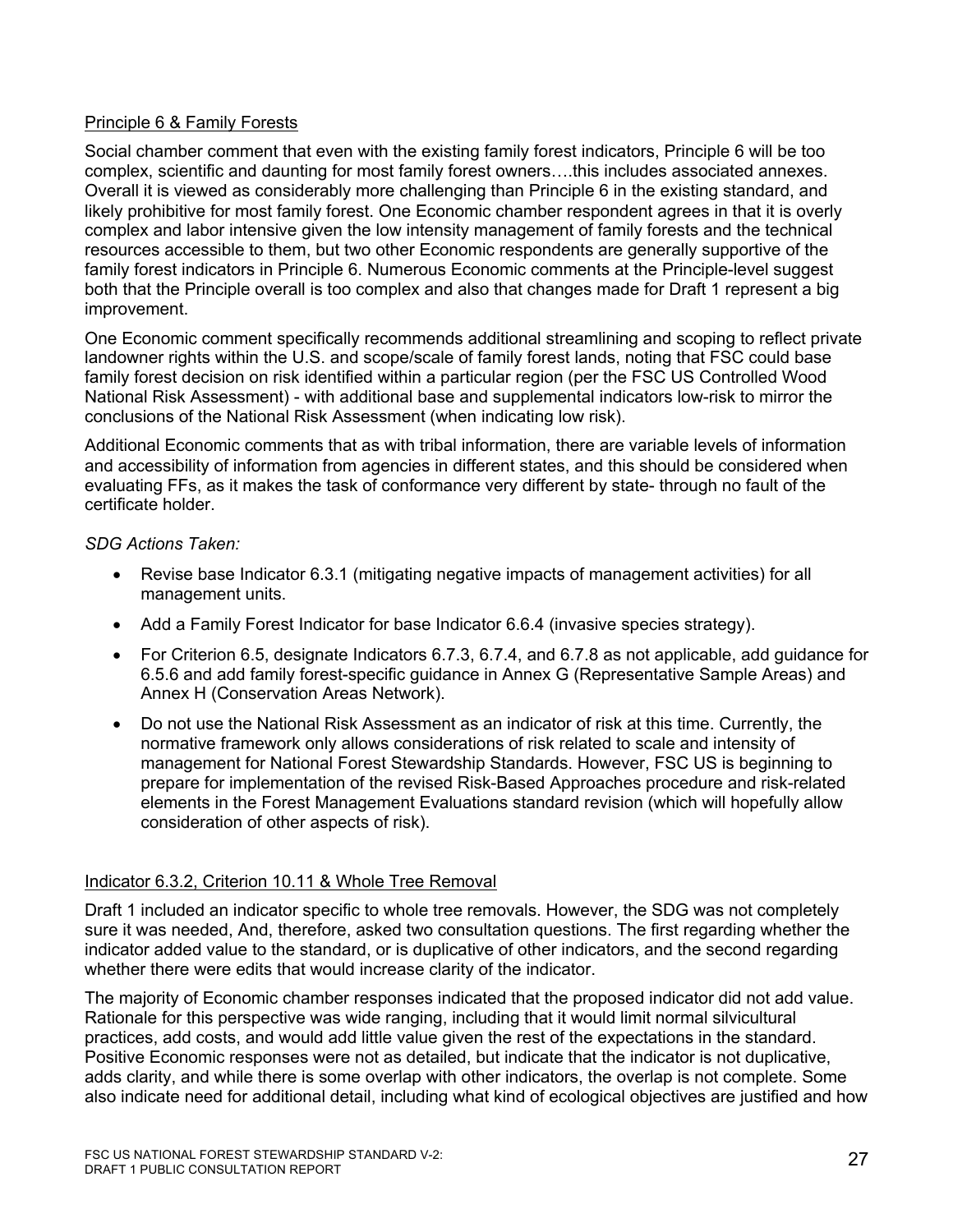Principle 6 & Family Forests

Social chamber comment that even with the existing family forest indicators, Principle 6 will be too complex, scientific and daunting for most family forest owners….this includes associated annexes. Overall it is viewed as considerably more challenging than Principle 6 in the existing standard, and likely prohibitive for most family forest. One Economic chamber respondent agrees in that it is overly complex and labor intensive given the low intensity management of family forests and the technical resources accessible to them, but two other Economic respondents are generally supportive of the family forest indicators in Principle 6. Numerous Economic comments at the Principle-level suggest both that the Principle overall is too complex and also that changes made for Draft 1 represent a big improvement.

One Economic comment specifically recommends additional streamlining and scoping to reflect private landowner rights within the U.S. and scope/scale of family forest lands, noting that FSC could base family forest decision on risk identified within a particular region (per the FSC US Controlled Wood National Risk Assessment) - with additional base and supplemental indicators low-risk to mirror the conclusions of the National Risk Assessment (when indicating low risk).

Additional Economic comments that as with tribal information, there are variable levels of information and accessibility of information from agencies in different states, and this should be considered when evaluating FFs, as it makes the task of conformance very different by state- through no fault of the certificate holder.

*SDG Actions Taken:*

- Revise base Indicator 6.3.1 (mitigating negative impacts of management activities) for all management units.
- Add a Family Forest Indicator for base Indicator 6.6.4 (invasive species strategy).
- For Criterion 6.5, designate Indicators 6.7.3, 6.7.4, and 6.7.8 as not applicable, add guidance for 6.5.6 and add family forest-specific guidance in Annex G (Representative Sample Areas) and Annex H (Conservation Areas Network).
- Do not use the National Risk Assessment as an indicator of risk at this time. Currently, the normative framework only allows considerations of risk related to scale and intensity of management for National Forest Stewardship Standards. However, FSC US is beginning to prepare for implementation of the revised Risk-Based Approaches procedure and risk-related elements in the Forest Management Evaluations standard revision (which will hopefully allow consideration of other aspects of risk).

Indicator 6.3.2, Criterion 10.11 & Whole Tree Removal

Draft 1 included an indicator specific to whole tree removals. However, the SDG was not completely sure it was needed, And, therefore, asked two consultation questions. The first regarding whether the indicator added value to the standard, or is duplicative of other indicators, and the second regarding whether there were edits that would increase clarity of the indicator.

The majority of Economic chamber responses indicated that the proposed indicator did not add value. Rationale for this perspective was wide ranging, including that it would limit normal silvicultural practices, add costs, and would add little value given the rest of the expectations in the standard. Positive Economic responses were not as detailed, but indicate that the indicator is not duplicative, adds clarity, and while there is some overlap with other indicators, the overlap is not complete. Some also indicate need for additional detail, including what kind of ecological objectives are justified and how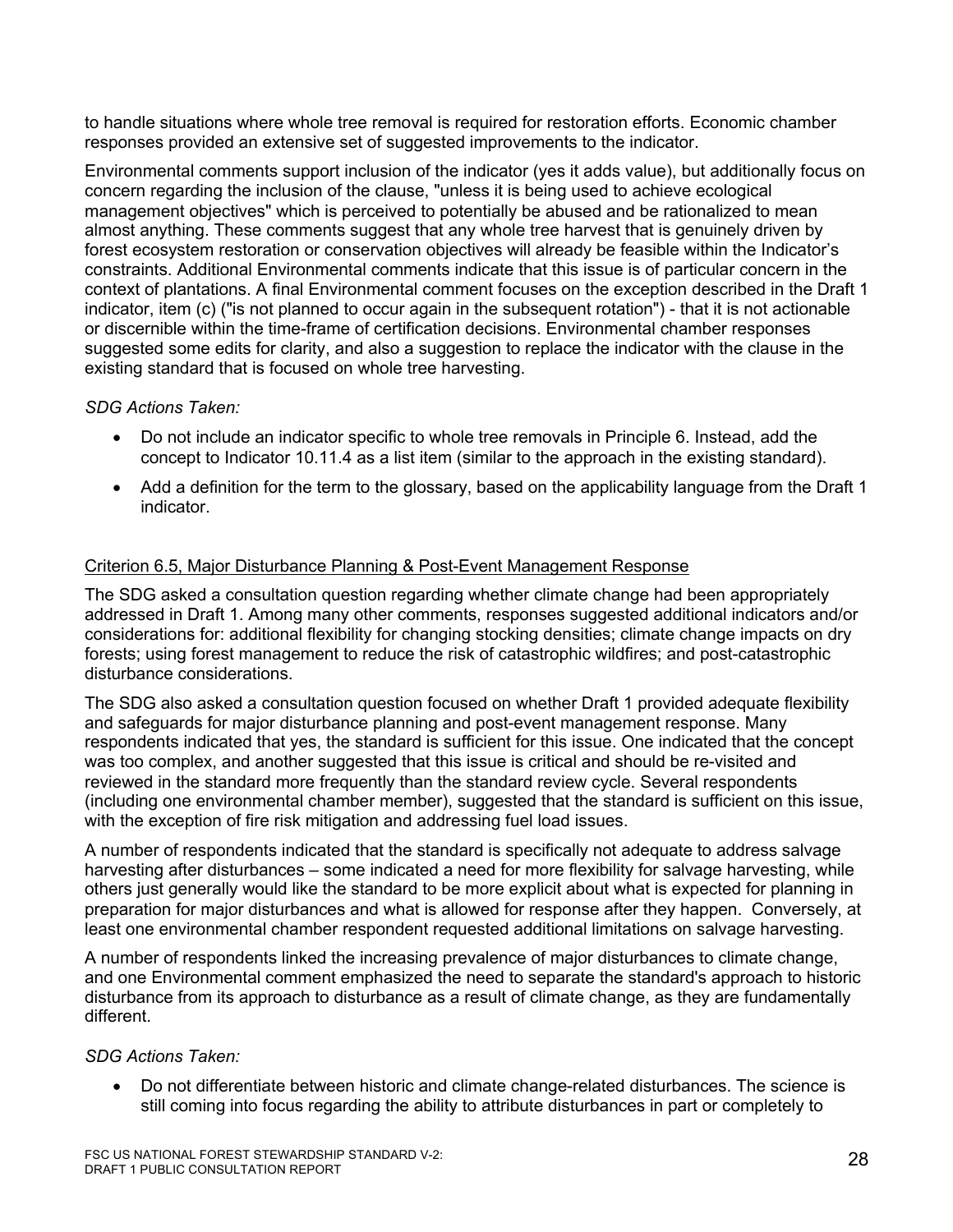to handle situations where whole tree removal is required for restoration efforts. Economic chamber responses provided an extensive set of suggested improvements to the indicator.

Environmental comments support inclusion of the indicator (yes it adds value), but additionally focus on concern regarding the inclusion of the clause, "unless it is being used to achieve ecological management objectives" which is perceived to potentially be abused and be rationalized to mean almost anything. These comments suggest that any whole tree harvest that is genuinely driven by forest ecosystem restoration or conservation objectives will already be feasible within the Indicator's constraints. Additional Environmental comments indicate that this issue is of particular concern in the context of plantations. A final Environmental comment focuses on the exception described in the Draft 1 indicator, item (c) ("is not planned to occur again in the subsequent rotation") - that it is not actionable or discernible within the time-frame of certification decisions. Environmental chamber responses suggested some edits for clarity, and also a suggestion to replace the indicator with the clause in the existing standard that is focused on whole tree harvesting.

*SDG Actions Taken:*

- Do not include an indicator specific to whole tree removals in Principle 6. Instead, add the concept to Indicator 10.11.4 as a list item (similar to the approach in the existing standard).
- Add a definition for the term to the glossary, based on the applicability language from the Draft 1 indicator.

<u>Criterion 6.5, Major Disturbance Planning & Post-Event Management Response</u>

The SDG asked a consultation question regarding whether climate change had been appropriately addressed in Draft 1. Among many other comments, responses suggested additional indicators and/or considerations for: additional flexibility for changing stocking densities; climate change impacts on dry forests; using forest management to reduce the risk of catastrophic wildfires; and post-catastrophic disturbance considerations.

The SDG also asked a consultation question focused on whether Draft 1 provided adequate flexibility and safeguards for major disturbance planning and post-event management response. Many respondents indicated that yes, the standard is sufficient for this issue. One indicated that the concept was too complex, and another suggested that this issue is critical and should be re-visited and reviewed in the standard more frequently than the standard review cycle. Several respondents (including one environmental chamber member), suggested that the standard is sufficient on this issue, with the exception of fire risk mitigation and addressing fuel load issues.

A number of respondents indicated that the standard is specifically not adequate to address salvage harvesting after disturbances – some indicated a need for more flexibility for salvage harvesting, while others just generally would like the standard to be more explicit about what is expected for planning in preparation for major disturbances and what is allowed for response after they happen. Conversely, at least one environmental chamber respondent requested additional limitations on salvage harvesting.

A number of respondents linked the increasing prevalence of major disturbances to climate change, and one Environmental comment emphasized the need to separate the standard's approach to historic disturbance from its approach to disturbance as a result of climate change, as they are fundamentally different.

*SDG Actions Taken:*

- Do not differentiate between historic and climate change-related disturbances. The science is still coming into focus regarding the ability to attribute disturbances in part or completely to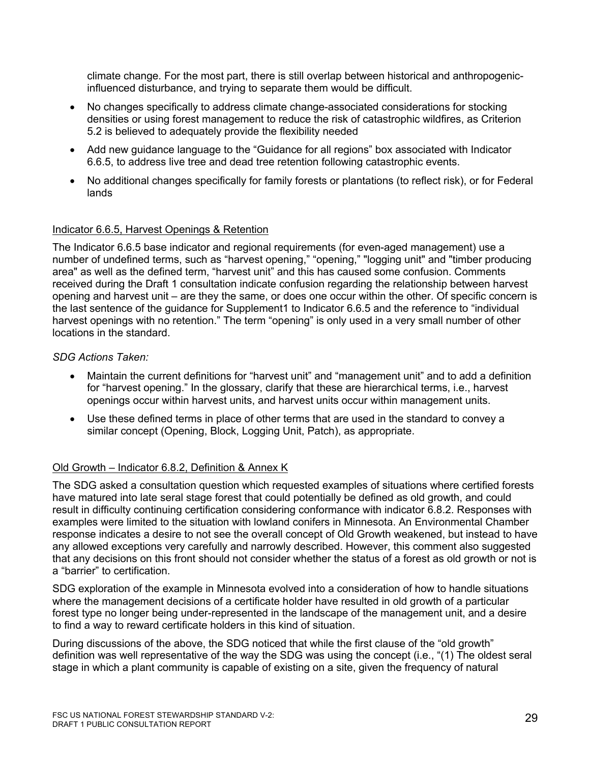climate change. For the most part, there is still overlap between historical and anthropogenic-influenced disturbance, and trying to separate them would be difficult.

- No changes specifically to address climate change-associated considerations for stocking densities or using forest management to reduce the risk of catastrophic wildfires, as Criterion 5.2 is believed to adequately provide the flexibility needed
- Add new guidance language to the "Guidance for all regions" box associated with Indicator 6.6.5, to address live tree and dead tree retention following catastrophic events.
- No additional changes specifically for family forests or plantations (to reflect risk), or for Federal lands

Indicator 6.6.5, Harvest Openings & Retention

The Indicator 6.6.5 base indicator and regional requirements (for even-aged management) use a number of undefined terms, such as "harvest opening," "opening," "logging unit" and "timber producing area" as well as the defined term, "harvest unit" and this has caused some confusion. Comments received during the Draft 1 consultation indicate confusion regarding the relationship between harvest opening and harvest unit – are they the same, or does one occur within the other. Of specific concern is the last sentence of the guidance for Supplement1 to Indicator 6.6.5 and the reference to "individual harvest openings with no retention." The term "opening" is only used in a very small number of other locations in the standard.

*SDG Actions Taken:*

- Maintain the current definitions for "harvest unit" and "management unit" and to add a definition for "harvest opening." In the glossary, clarify that these are hierarchical terms, i.e., harvest openings occur within harvest units, and harvest units occur within management units.
- Use these defined terms in place of other terms that are used in the standard to convey a similar concept (Opening, Block, Logging Unit, Patch), as appropriate.

Old Growth – Indicator 6.8.2, Definition & Annex K

The SDG asked a consultation question which requested examples of situations where certified forests have matured into late seral stage forest that could potentially be defined as old growth, and could result in difficulty continuing certification considering conformance with indicator 6.8.2. Responses with examples were limited to the situation with lowland conifers in Minnesota. An Environmental Chamber response indicates a desire to not see the overall concept of Old Growth weakened, but instead to have any allowed exceptions very carefully and narrowly described. However, this comment also suggested that any decisions on this front should not consider whether the status of a forest as old growth or not is a "barrier" to certification.

SDG exploration of the example in Minnesota evolved into a consideration of how to handle situations where the management decisions of a certificate holder have resulted in old growth of a particular forest type no longer being under-represented in the landscape of the management unit, and a desire to find a way to reward certificate holders in this kind of situation.

During discussions of the above, the SDG noticed that while the first clause of the "old growth" definition was well representative of the way the SDG was using the concept (i.e., "(1) The oldest seral stage in which a plant community is capable of existing on a site, given the frequency of natural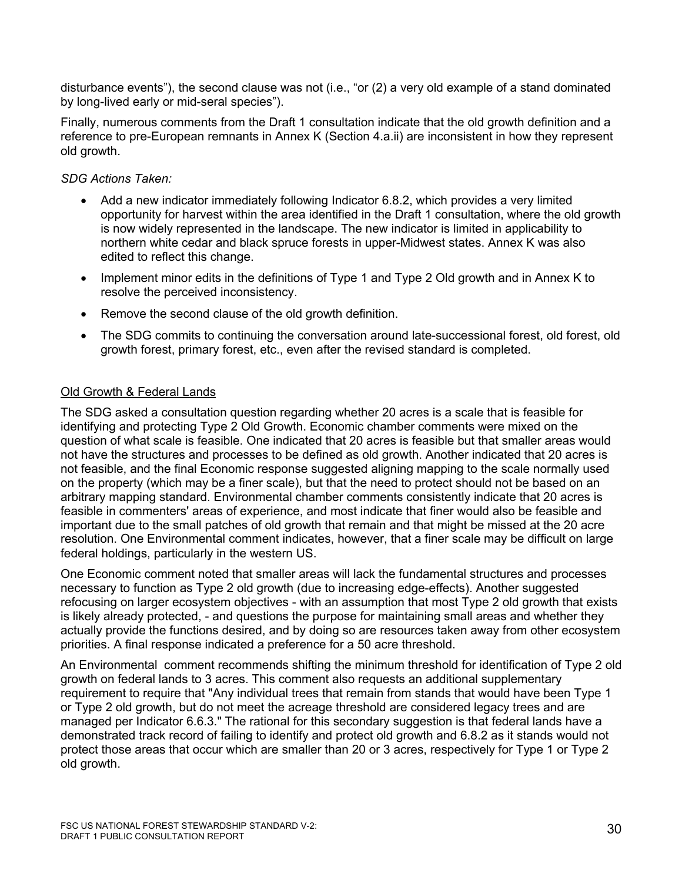disturbance events"), the second clause was not (i.e., "or (2) a very old example of a stand dominated by long-lived early or mid-seral species").

Finally, numerous comments from the Draft 1 consultation indicate that the old growth definition and a reference to pre-European remnants in Annex K (Section 4.a.ii) are inconsistent in how they represent old growth.

*SDG Actions Taken:*

- Add a new indicator immediately following Indicator 6.8.2, which provides a very limited opportunity for harvest within the area identified in the Draft 1 consultation, where the old growth is now widely represented in the landscape. The new indicator is limited in applicability to northern white cedar and black spruce forests in upper-Midwest states. Annex K was also edited to reflect this change.
- Implement minor edits in the definitions of Type 1 and Type 2 Old growth and in Annex K to resolve the perceived inconsistency.
- Remove the second clause of the old growth definition.
- The SDG commits to continuing the conversation around late-successional forest, old forest, old growth forest, primary forest, etc., even after the revised standard is completed.

<u>Old Growth & Federal Lands</u>

The SDG asked a consultation question regarding whether 20 acres is a scale that is feasible for identifying and protecting Type 2 Old Growth. Economic chamber comments were mixed on the question of what scale is feasible. One indicated that 20 acres is feasible but that smaller areas would not have the structures and processes to be defined as old growth. Another indicated that 20 acres is not feasible, and the final Economic response suggested aligning mapping to the scale normally used on the property (which may be a finer scale), but that the need to protect should not be based on an arbitrary mapping standard. Environmental chamber comments consistently indicate that 20 acres is feasible in commenters' areas of experience, and most indicate that finer would also be feasible and important due to the small patches of old growth that remain and that might be missed at the 20 acre resolution. One Environmental comment indicates, however, that a finer scale may be difficult on large federal holdings, particularly in the western US.

One Economic comment noted that smaller areas will lack the fundamental structures and processes necessary to function as Type 2 old growth (due to increasing edge-effects). Another suggested refocusing on larger ecosystem objectives - with an assumption that most Type 2 old growth that exists is likely already protected, - and questions the purpose for maintaining small areas and whether they actually provide the functions desired, and by doing so are resources taken away from other ecosystem priorities. A final response indicated a preference for a 50 acre threshold.

An Environmental comment recommends shifting the minimum threshold for identification of Type 2 old growth on federal lands to 3 acres. This comment also requests an additional supplementary requirement to require that "Any individual trees that remain from stands that would have been Type 1 or Type 2 old growth, but do not meet the acreage threshold are considered legacy trees and are managed per Indicator 6.6.3." The rational for this secondary suggestion is that federal lands have a demonstrated track record of failing to identify and protect old growth and 6.8.2 as it stands would not protect those areas that occur which are smaller than 20 or 3 acres, respectively for Type 1 or Type 2 old growth.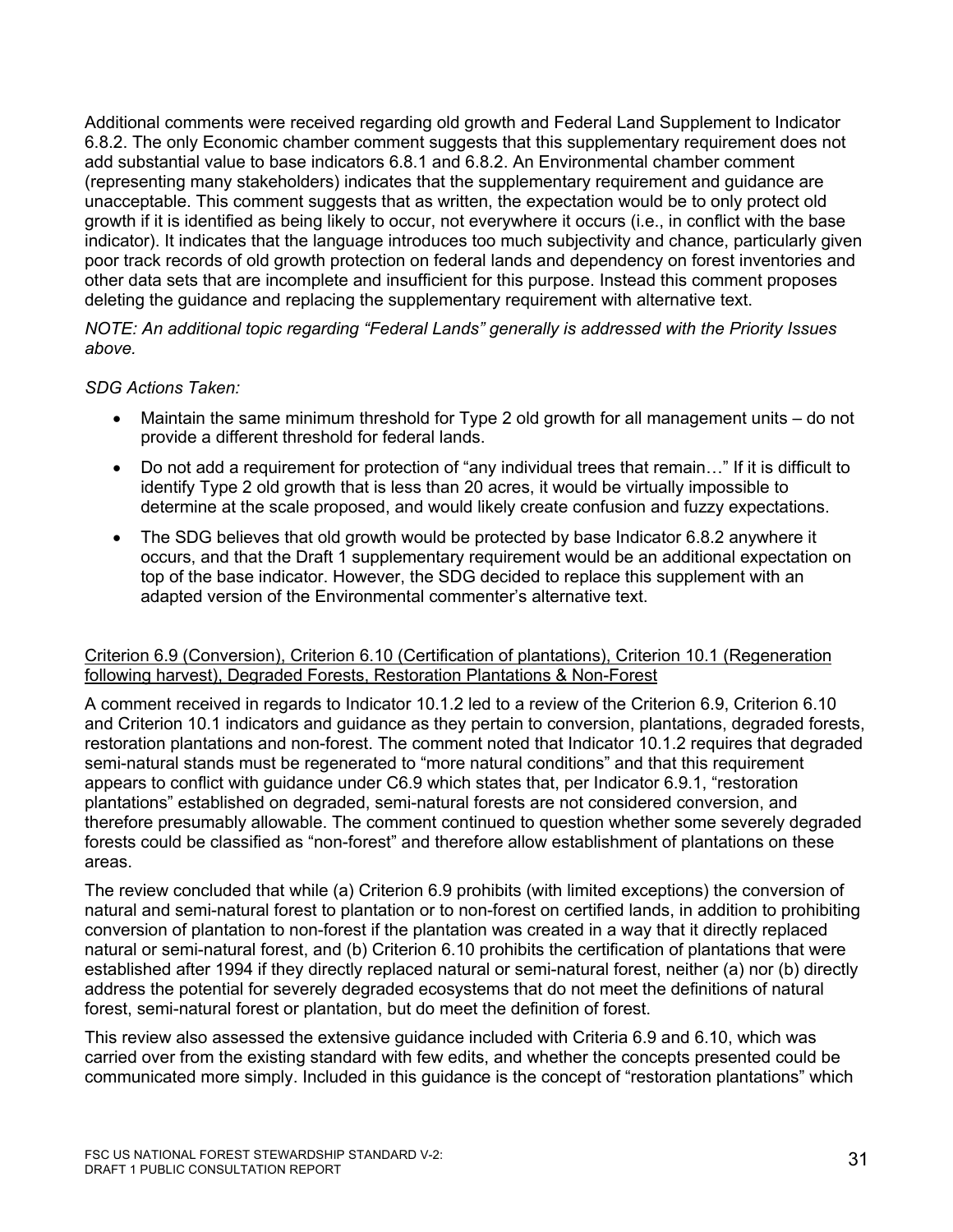Additional comments were received regarding old growth and Federal Land Supplement to Indicator 6.8.2. The only Economic chamber comment suggests that this supplementary requirement does not add substantial value to base indicators 6.8.1 and 6.8.2. An Environmental chamber comment (representing many stakeholders) indicates that the supplementary requirement and guidance are unacceptable. This comment suggests that as written, the expectation would be to only protect old growth if it is identified as being likely to occur, not everywhere it occurs (i.e., in conflict with the base indicator). It indicates that the language introduces too much subjectivity and chance, particularly given poor track records of old growth protection on federal lands and dependency on forest inventories and other data sets that are incomplete and insufficient for this purpose. Instead this comment proposes deleting the guidance and replacing the supplementary requirement with alternative text.

*NOTE: An additional topic regarding "Federal Lands" generally is addressed with the Priority Issues above.*

*SDG Actions Taken:*

- Maintain the same minimum threshold for Type 2 old growth for all management units – do not provide a different threshold for federal lands.
- Do not add a requirement for protection of "any individual trees that remain…" If it is difficult to identify Type 2 old growth that is less than 20 acres, it would be virtually impossible to determine at the scale proposed, and would likely create confusion and fuzzy expectations.
- The SDG believes that old growth would be protected by base Indicator 6.8.2 anywhere it occurs, and that the Draft 1 supplementary requirement would be an additional expectation on top of the base indicator. However, the SDG decided to replace this supplement with an adapted version of the Environmental commenter's alternative text.

<u>Criterion 6.9 (Conversion), Criterion 6.10 (Certification of plantations), Criterion 10.1 (Regeneration following harvest), Degraded Forests, Restoration Plantations & Non-Forest</u>

A comment received in regards to Indicator 10.1.2 led to a review of the Criterion 6.9, Criterion 6.10 and Criterion 10.1 indicators and guidance as they pertain to conversion, plantations, degraded forests, restoration plantations and non-forest. The comment noted that Indicator 10.1.2 requires that degraded semi-natural stands must be regenerated to "more natural conditions" and that this requirement appears to conflict with guidance under C6.9 which states that, per Indicator 6.9.1, "restoration plantations" established on degraded, semi-natural forests are not considered conversion, and therefore presumably allowable. The comment continued to question whether some severely degraded forests could be classified as "non-forest" and therefore allow establishment of plantations on these areas.

The review concluded that while (a) Criterion 6.9 prohibits (with limited exceptions) the conversion of natural and semi-natural forest to plantation or to non-forest on certified lands, in addition to prohibiting conversion of plantation to non-forest if the plantation was created in a way that it directly replaced natural or semi-natural forest, and (b) Criterion 6.10 prohibits the certification of plantations that were established after 1994 if they directly replaced natural or semi-natural forest, neither (a) nor (b) directly address the potential for severely degraded ecosystems that do not meet the definitions of natural forest, semi-natural forest or plantation, but do meet the definition of forest.

This review also assessed the extensive guidance included with Criteria 6.9 and 6.10, which was carried over from the existing standard with few edits, and whether the concepts presented could be communicated more simply. Included in this guidance is the concept of "restoration plantations" which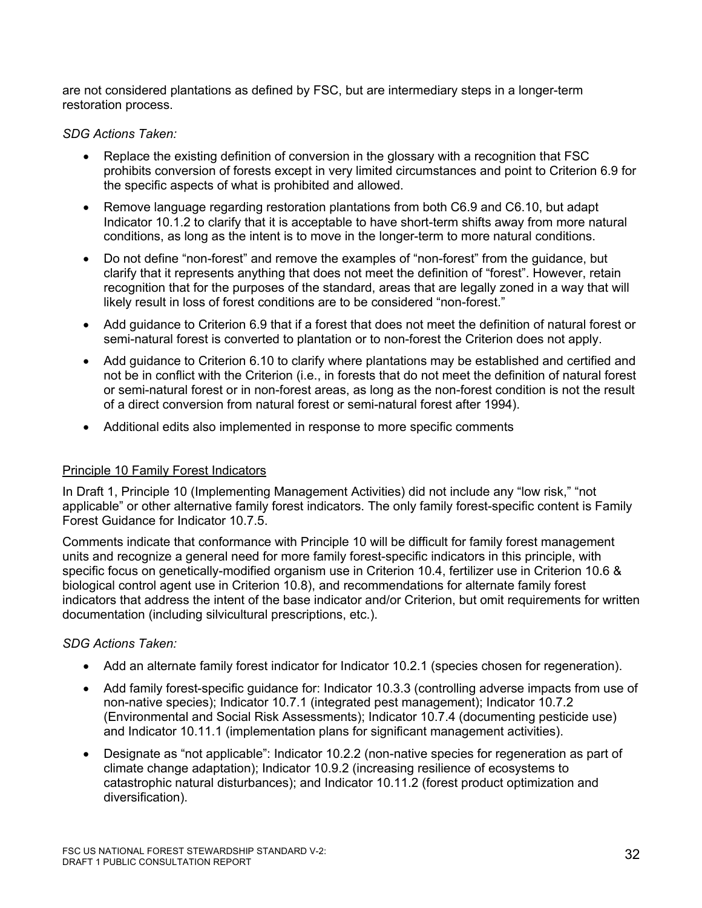are not considered plantations as defined by FSC, but are intermediary steps in a longer-term restoration process.

*SDG Actions Taken:*

- Replace the existing definition of conversion in the glossary with a recognition that FSC prohibits conversion of forests except in very limited circumstances and point to Criterion 6.9 for the specific aspects of what is prohibited and allowed.
- Remove language regarding restoration plantations from both C6.9 and C6.10, but adapt Indicator 10.1.2 to clarify that it is acceptable to have short-term shifts away from more natural conditions, as long as the intent is to move in the longer-term to more natural conditions.
- Do not define "non-forest" and remove the examples of "non-forest" from the guidance, but clarify that it represents anything that does not meet the definition of "forest". However, retain recognition that for the purposes of the standard, areas that are legally zoned in a way that will likely result in loss of forest conditions are to be considered "non-forest."
- Add guidance to Criterion 6.9 that if a forest that does not meet the definition of natural forest or semi-natural forest is converted to plantation or to non-forest the Criterion does not apply.
- Add guidance to Criterion 6.10 to clarify where plantations may be established and certified and not be in conflict with the Criterion (i.e., in forests that do not meet the definition of natural forest or semi-natural forest or in non-forest areas, as long as the non-forest condition is not the result of a direct conversion from natural forest or semi-natural forest after 1994).
- Additional edits also implemented in response to more specific comments

<u>Principle 10 Family Forest Indicators</u>

In Draft 1, Principle 10 (Implementing Management Activities) did not include any "low risk," "not applicable" or other alternative family forest indicators. The only family forest-specific content is Family Forest Guidance for Indicator 10.7.5.

Comments indicate that conformance with Principle 10 will be difficult for family forest management units and recognize a general need for more family forest-specific indicators in this principle, with specific focus on genetically-modified organism use in Criterion 10.4, fertilizer use in Criterion 10.6 & biological control agent use in Criterion 10.8), and recommendations for alternate family forest indicators that address the intent of the base indicator and/or Criterion, but omit requirements for written documentation (including silvicultural prescriptions, etc.).

*SDG Actions Taken:*

- Add an alternate family forest indicator for Indicator 10.2.1 (species chosen for regeneration).
- Add family forest-specific guidance for: Indicator 10.3.3 (controlling adverse impacts from use of non-native species); Indicator 10.7.1 (integrated pest management); Indicator 10.7.2 (Environmental and Social Risk Assessments); Indicator 10.7.4 (documenting pesticide use) and Indicator 10.11.1 (implementation plans for significant management activities).
- Designate as "not applicable": Indicator 10.2.2 (non-native species for regeneration as part of climate change adaptation); Indicator 10.9.2 (increasing resilience of ecosystems to catastrophic natural disturbances); and Indicator 10.11.2 (forest product optimization and diversification).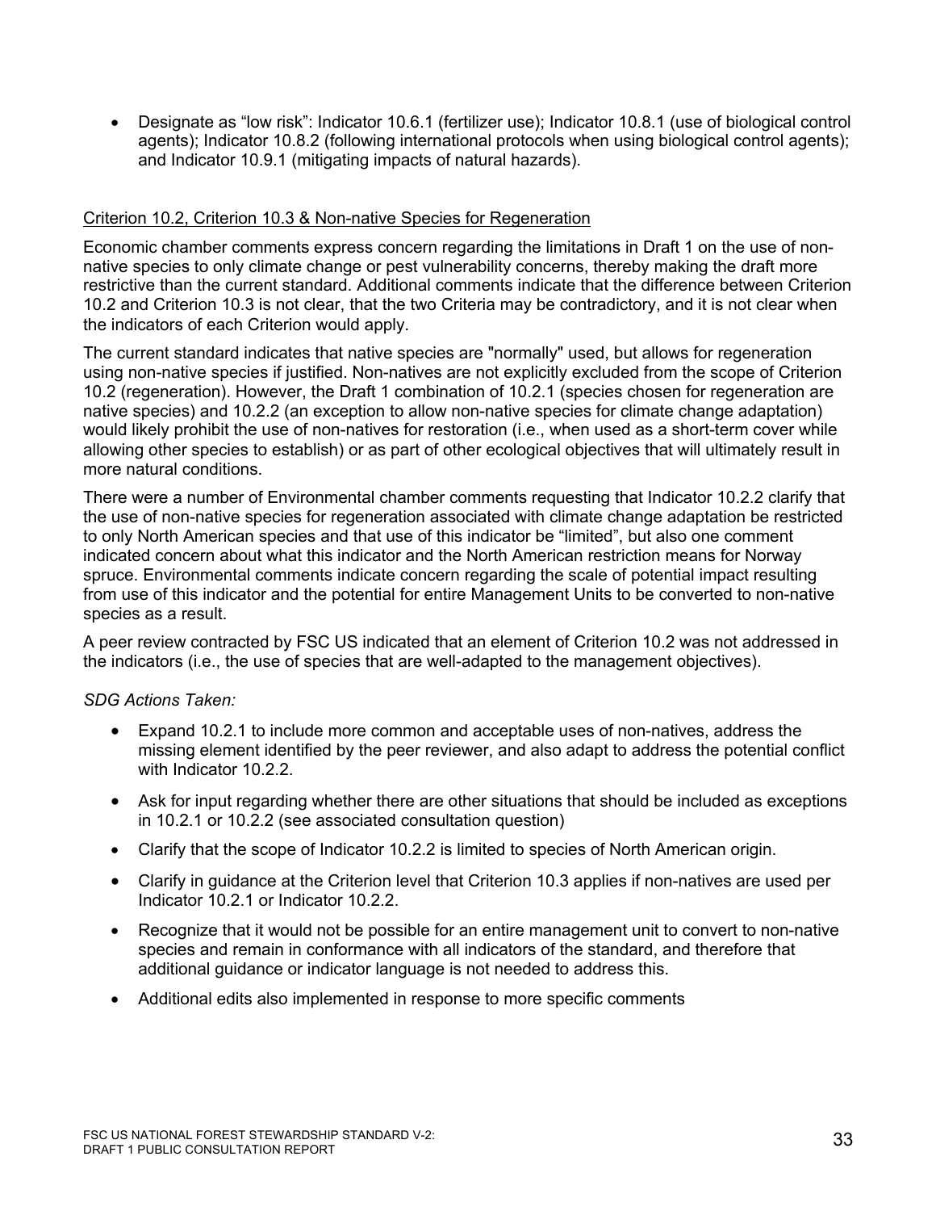- Designate as “low risk”: Indicator 10.6.1 (fertilizer use); Indicator 10.8.1 (use of biological control agents); Indicator 10.8.2 (following international protocols when using biological control agents); and Indicator 10.9.1 (mitigating impacts of natural hazards).

<u>Criterion 10.2, Criterion 10.3 & Non-native Species for Regeneration</u>

Economic chamber comments express concern regarding the limitations in Draft 1 on the use of non-native species to only climate change or pest vulnerability concerns, thereby making the draft more restrictive than the current standard. Additional comments indicate that the difference between Criterion 10.2 and Criterion 10.3 is not clear, that the two Criteria may be contradictory, and it is not clear when the indicators of each Criterion would apply.

The current standard indicates that native species are "normally" used, but allows for regeneration using non-native species if justified. Non-natives are not explicitly excluded from the scope of Criterion 10.2 (regeneration). However, the Draft 1 combination of 10.2.1 (species chosen for regeneration are native species) and 10.2.2 (an exception to allow non-native species for climate change adaptation) would likely prohibit the use of non-natives for restoration (i.e., when used as a short-term cover while allowing other species to establish) or as part of other ecological objectives that will ultimately result in more natural conditions.

There were a number of Environmental chamber comments requesting that Indicator 10.2.2 clarify that the use of non-native species for regeneration associated with climate change adaptation be restricted to only North American species and that use of this indicator be “limited”, but also one comment indicated concern about what this indicator and the North American restriction means for Norway spruce. Environmental comments indicate concern regarding the scale of potential impact resulting from use of this indicator and the potential for entire Management Units to be converted to non-native species as a result.

A peer review contracted by FSC US indicated that an element of Criterion 10.2 was not addressed in the indicators (i.e., the use of species that are well-adapted to the management objectives).

*SDG Actions Taken:*

- Expand 10.2.1 to include more common and acceptable uses of non-natives, address the missing element identified by the peer reviewer, and also adapt to address the potential conflict with Indicator 10.2.2.
- Ask for input regarding whether there are other situations that should be included as exceptions in 10.2.1 or 10.2.2 (see associated consultation question)
- Clarify that the scope of Indicator 10.2.2 is limited to species of North American origin.
- Clarify in guidance at the Criterion level that Criterion 10.3 applies if non-natives are used per Indicator 10.2.1 or Indicator 10.2.2.
- Recognize that it would not be possible for an entire management unit to convert to non-native species and remain in conformance with all indicators of the standard, and therefore that additional guidance or indicator language is not needed to address this.
- Additional edits also implemented in response to more specific comments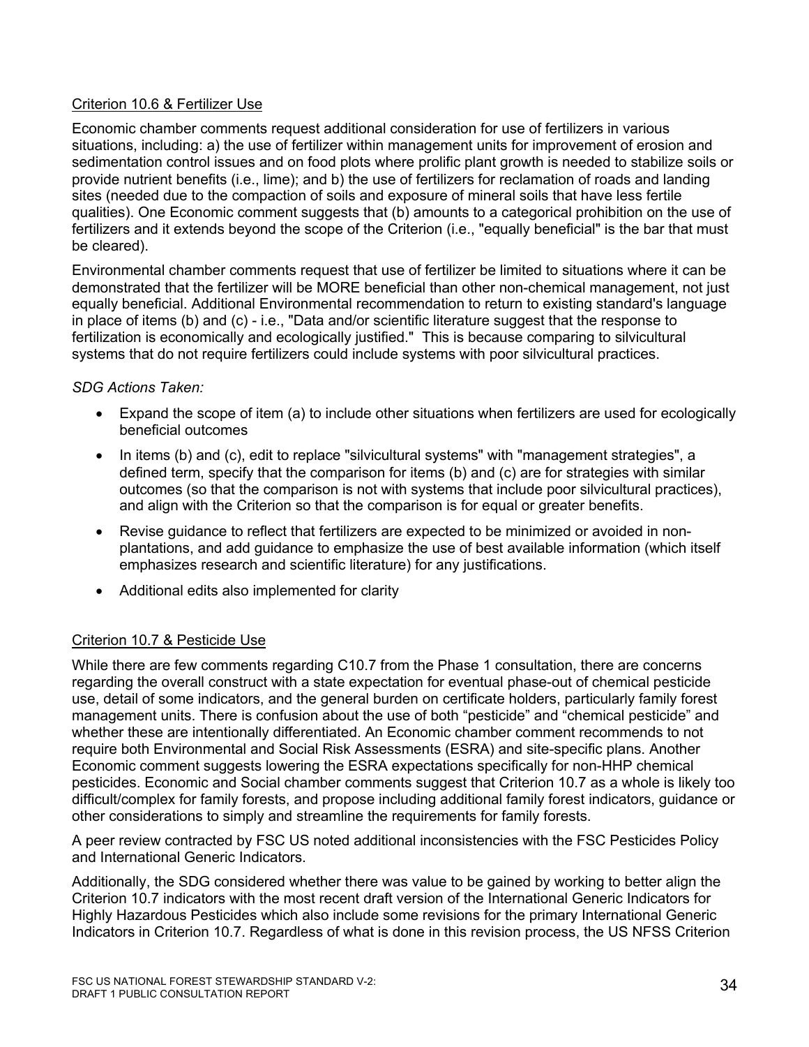## Criterion 10.6 & Fertilizer Use

Economic chamber comments request additional consideration for use of fertilizers in various situations, including: a) the use of fertilizer within management units for improvement of erosion and sedimentation control issues and on food plots where prolific plant growth is needed to stabilize soils or provide nutrient benefits (i.e., lime); and b) the use of fertilizers for reclamation of roads and landing sites (needed due to the compaction of soils and exposure of mineral soils that have less fertile qualities). One Economic comment suggests that (b) amounts to a categorical prohibition on the use of fertilizers and it extends beyond the scope of the Criterion (i.e., "equally beneficial" is the bar that must be cleared).

Environmental chamber comments request that use of fertilizer be limited to situations where it can be demonstrated that the fertilizer will be MORE beneficial than other non-chemical management, not just equally beneficial. Additional Environmental recommendation to return to existing standard's language in place of items (b) and (c) - i.e., "Data and/or scientific literature suggest that the response to fertilization is economically and ecologically justified." This is because comparing to silvicultural systems that do not require fertilizers could include systems with poor silvicultural practices.

*SDG Actions Taken:*

- Expand the scope of item (a) to include other situations when fertilizers are used for ecologically beneficial outcomes
- In items (b) and (c), edit to replace "silvicultural systems" with "management strategies", a defined term, specify that the comparison for items (b) and (c) are for strategies with similar outcomes (so that the comparison is not with systems that include poor silvicultural practices), and align with the Criterion so that the comparison is for equal or greater benefits.
- Revise guidance to reflect that fertilizers are expected to be minimized or avoided in non-plantations, and add guidance to emphasize the use of best available information (which itself emphasizes research and scientific literature) for any justifications.
- Additional edits also implemented for clarity

## Criterion 10.7 & Pesticide Use

While there are few comments regarding C10.7 from the Phase 1 consultation, there are concerns regarding the overall construct with a state expectation for eventual phase-out of chemical pesticide use, detail of some indicators, and the general burden on certificate holders, particularly family forest management units. There is confusion about the use of both "pesticide" and "chemical pesticide" and whether these are intentionally differentiated. An Economic chamber comment recommends to not require both Environmental and Social Risk Assessments (ESRA) and site-specific plans. Another Economic comment suggests lowering the ESRA expectations specifically for non-HHP chemical pesticides. Economic and Social chamber comments suggest that Criterion 10.7 as a whole is likely too difficult/complex for family forests, and propose including additional family forest indicators, guidance or other considerations to simply and streamline the requirements for family forests.

A peer review contracted by FSC US noted additional inconsistencies with the FSC Pesticides Policy and International Generic Indicators.

Additionally, the SDG considered whether there was value to be gained by working to better align the Criterion 10.7 indicators with the most recent draft version of the International Generic Indicators for Highly Hazardous Pesticides which also include some revisions for the primary International Generic Indicators in Criterion 10.7. Regardless of what is done in this revision process, the US NFSS Criterion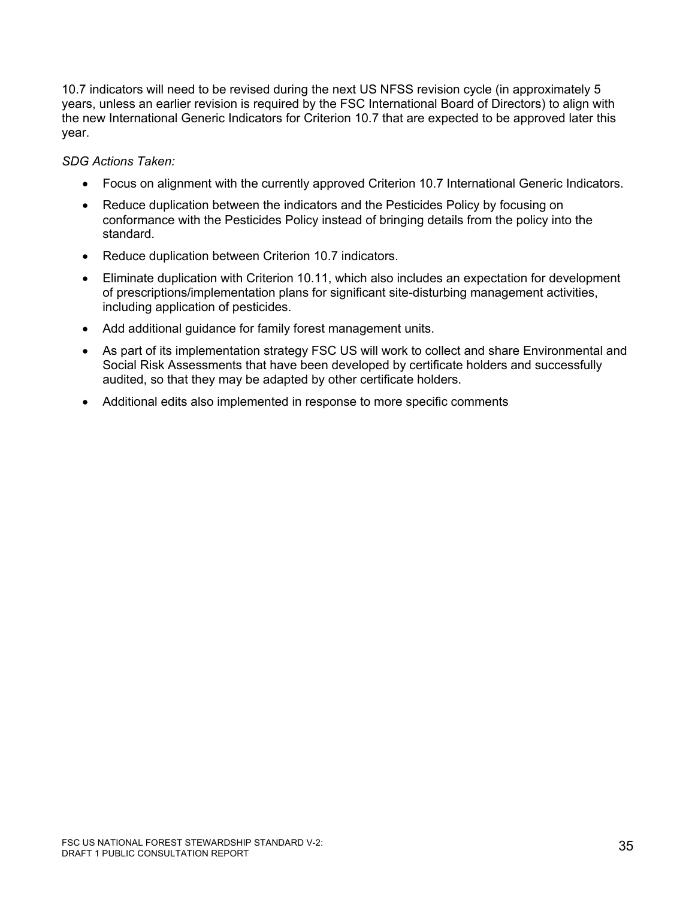10.7 indicators will need to be revised during the next US NFSS revision cycle (in approximately 5 years, unless an earlier revision is required by the FSC International Board of Directors) to align with the new International Generic Indicators for Criterion 10.7 that are expected to be approved later this year.

*SDG Actions Taken:*

- Focus on alignment with the currently approved Criterion 10.7 International Generic Indicators.
- Reduce duplication between the indicators and the Pesticides Policy by focusing on conformance with the Pesticides Policy instead of bringing details from the policy into the standard.
- Reduce duplication between Criterion 10.7 indicators.
- Eliminate duplication with Criterion 10.11, which also includes an expectation for development of prescriptions/implementation plans for significant site-disturbing management activities, including application of pesticides.
- Add additional guidance for family forest management units.
- As part of its implementation strategy FSC US will work to collect and share Environmental and Social Risk Assessments that have been developed by certificate holders and successfully audited, so that they may be adapted by other certificate holders.
- Additional edits also implemented in response to more specific comments